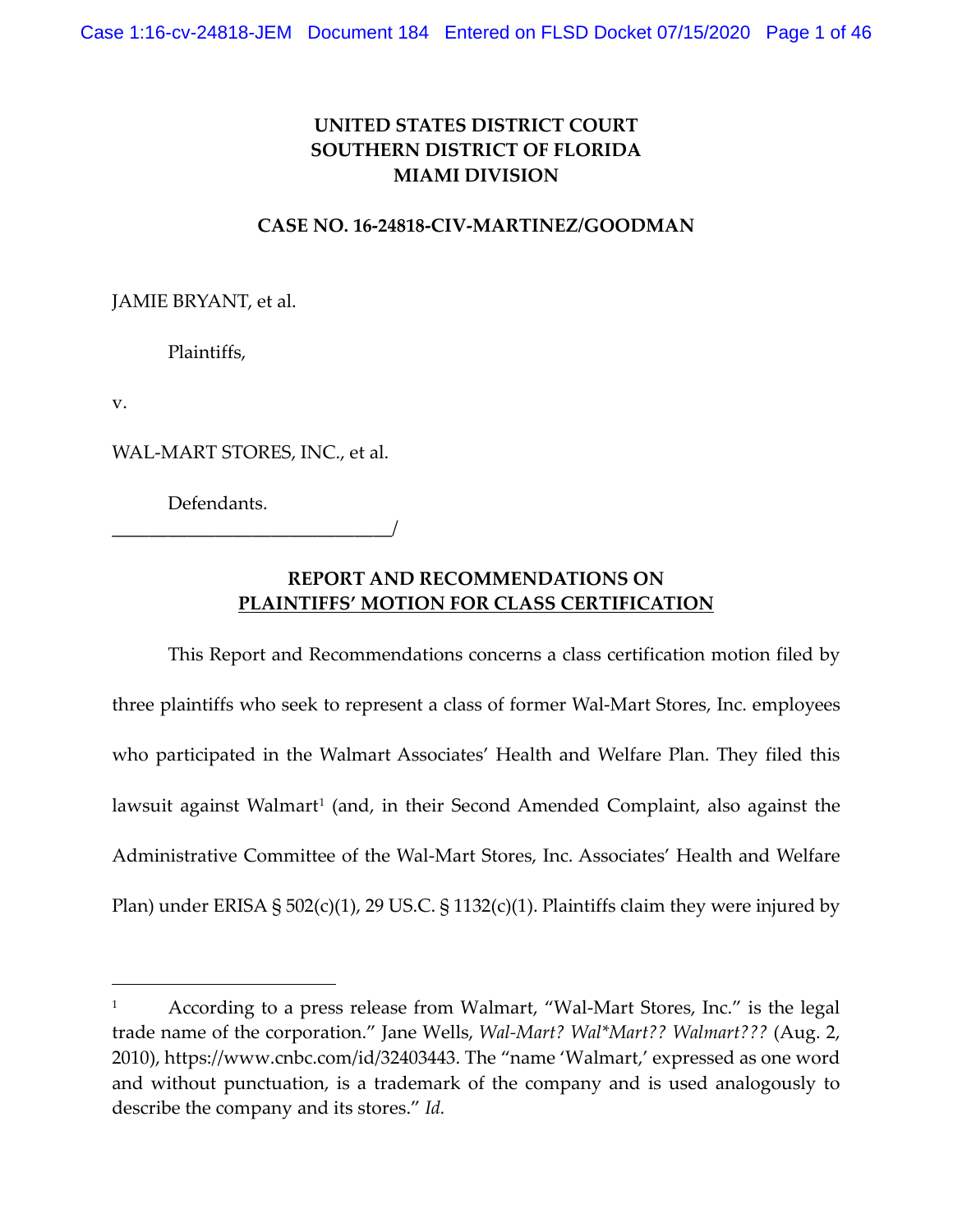**UNITED STATES DISTRICT COURT**
**SOUTHERN DISTRICT OF FLORIDA**
**MIAMI DIVISION**

**CASE NO. 16-24818-CIV-MARTINEZ/GOODMAN**

JAMIE BRYANT, et al.

Plaintiffs,

v.

WAL-MART STORES, INC., et al.

Defendants.
_____________________________/

## REPORT AND RECOMMENDATIONS ON PLAINTIFFS' MOTION FOR CLASS CERTIFICATION

This Report and Recommendations concerns a class certification motion filed by three plaintiffs who seek to represent a class of former Wal-Mart Stores, Inc. employees who participated in the Walmart Associates' Health and Welfare Plan. They filed this lawsuit against Walmart[1] (and, in their Second Amended Complaint, also against the Administrative Committee of the Wal-Mart Stores, Inc. Associates' Health and Welfare Plan) under ERISA § 502(c)(1), 29 US.C. § 1132(c)(1). Plaintiffs claim they were injured by

---

[1] According to a press release from Walmart, "Wal-Mart Stores, Inc." is the legal trade name of the corporation." Jane Wells, *Wal-Mart? Wal*Mart?? Walmart???* (Aug. 2, 2010), https://www.cnbc.com/id/32403443. The "name 'Walmart,' expressed as one word and without punctuation, is a trademark of the company and is used analogously to describe the company and its stores." *Id.*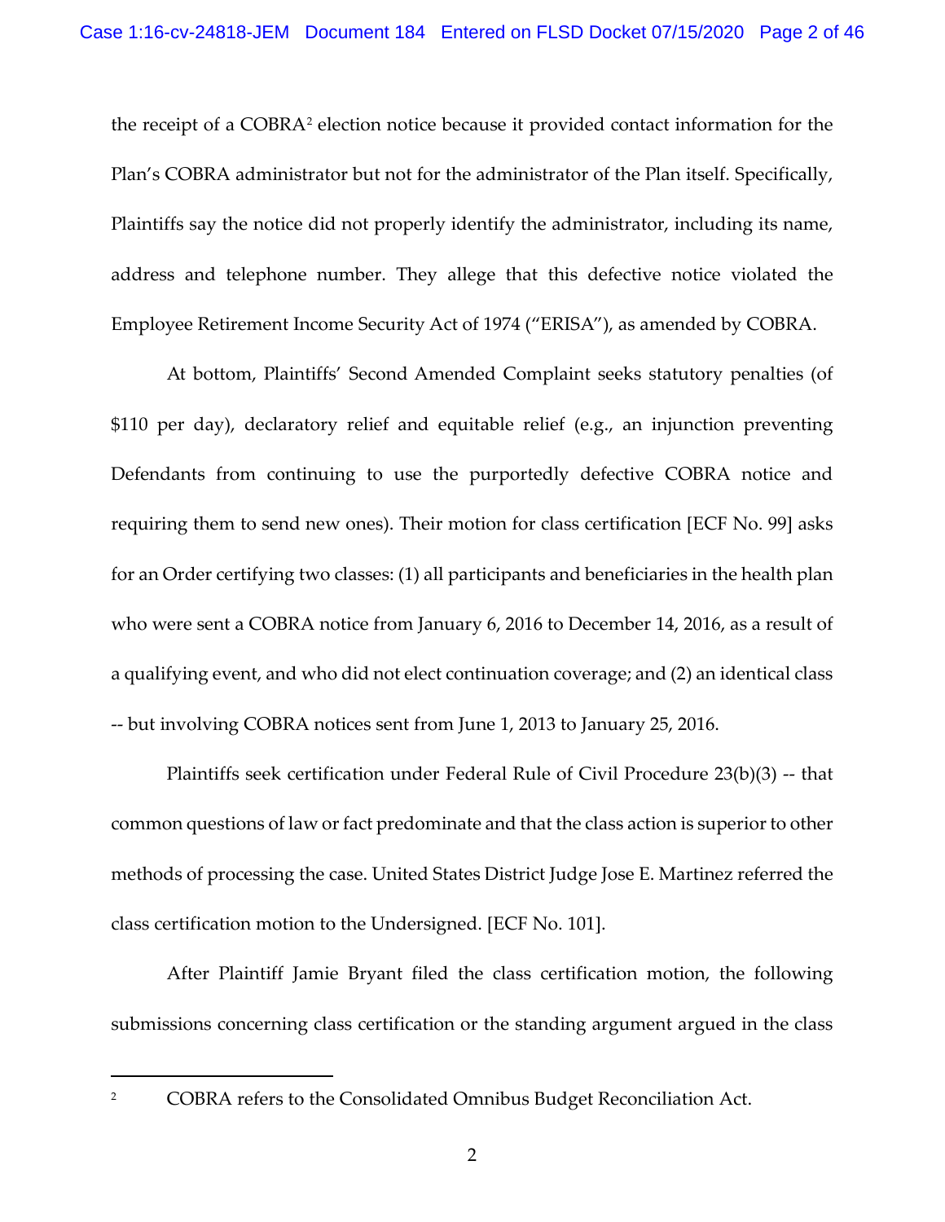the receipt of a COBRA[2] election notice because it provided contact information for the Plan's COBRA administrator but not for the administrator of the Plan itself. Specifically, Plaintiffs say the notice did not properly identify the administrator, including its name, address and telephone number. They allege that this defective notice violated the Employee Retirement Income Security Act of 1974 ("ERISA"), as amended by COBRA.

At bottom, Plaintiffs' Second Amended Complaint seeks statutory penalties (of $110 per day), declaratory relief and equitable relief (e.g., an injunction preventing Defendants from continuing to use the purportedly defective COBRA notice and requiring them to send new ones). Their motion for class certification [ECF No. 99] asks for an Order certifying two classes: (1) all participants and beneficiaries in the health plan who were sent a COBRA notice from January 6, 2016 to December 14, 2016, as a result of a qualifying event, and who did not elect continuation coverage; and (2) an identical class -- but involving COBRA notices sent from June 1, 2013 to January 25, 2016.

Plaintiffs seek certification under Federal Rule of Civil Procedure 23(b)(3) -- that common questions of law or fact predominate and that the class action is superior to other methods of processing the case. United States District Judge Jose E. Martinez referred the class certification motion to the Undersigned. [ECF No. 101].

After Plaintiff Jamie Bryant filed the class certification motion, the following submissions concerning class certification or the standing argument argued in the class

---

[2] COBRA refers to the Consolidated Omnibus Budget Reconciliation Act.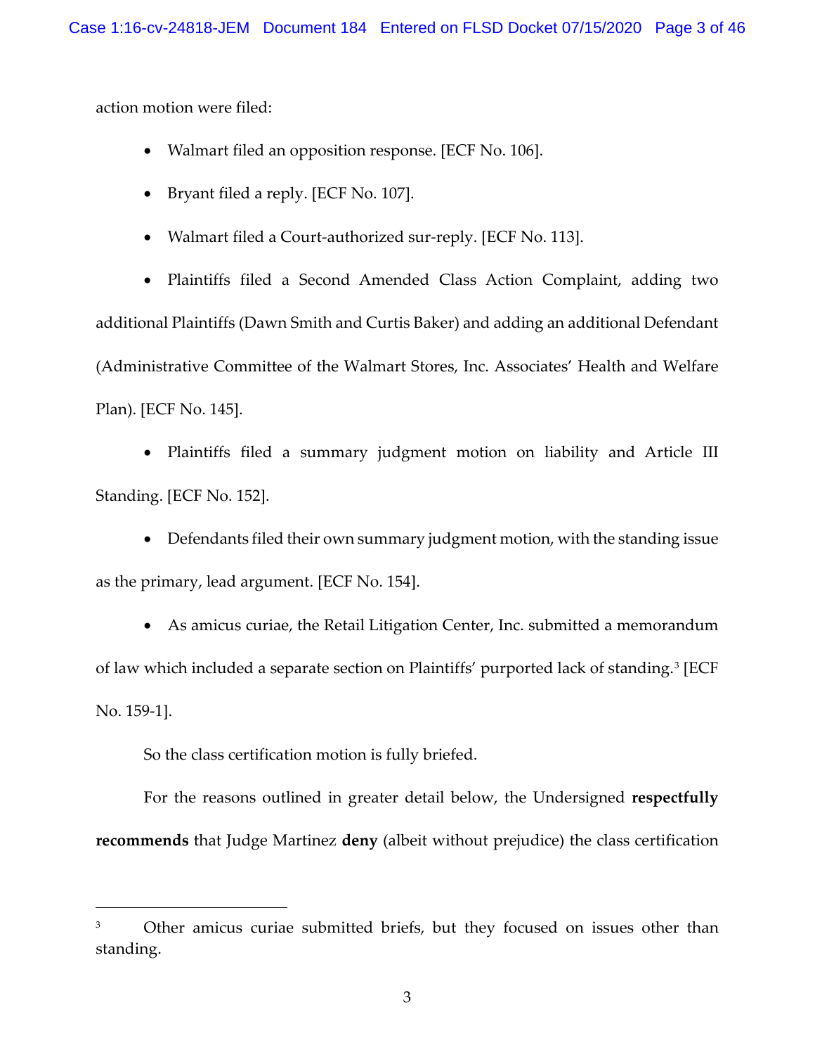action motion were filed:

- Walmart filed an opposition response. [ECF No. 106].
- Bryant filed a reply. [ECF No. 107].
- Walmart filed a Court-authorized sur-reply. [ECF No. 113].
- Plaintiffs filed a Second Amended Class Action Complaint, adding two additional Plaintiffs (Dawn Smith and Curtis Baker) and adding an additional Defendant (Administrative Committee of the Walmart Stores, Inc. Associates' Health and Welfare Plan). [ECF No. 145].
- Plaintiffs filed a summary judgment motion on liability and Article III Standing. [ECF No. 152].
- Defendants filed their own summary judgment motion, with the standing issue as the primary, lead argument. [ECF No. 154].
- As amicus curiae, the Retail Litigation Center, Inc. submitted a memorandum of law which included a separate section on Plaintiffs' purported lack of standing.[3] [ECF No. 159-1].

So the class certification motion is fully briefed.

For the reasons outlined in greater detail below, the Undersigned **respectfully recommends** that Judge Martinez **deny** (albeit without prejudice) the class certification

---

[3] Other amicus curiae submitted briefs, but they focused on issues other than standing.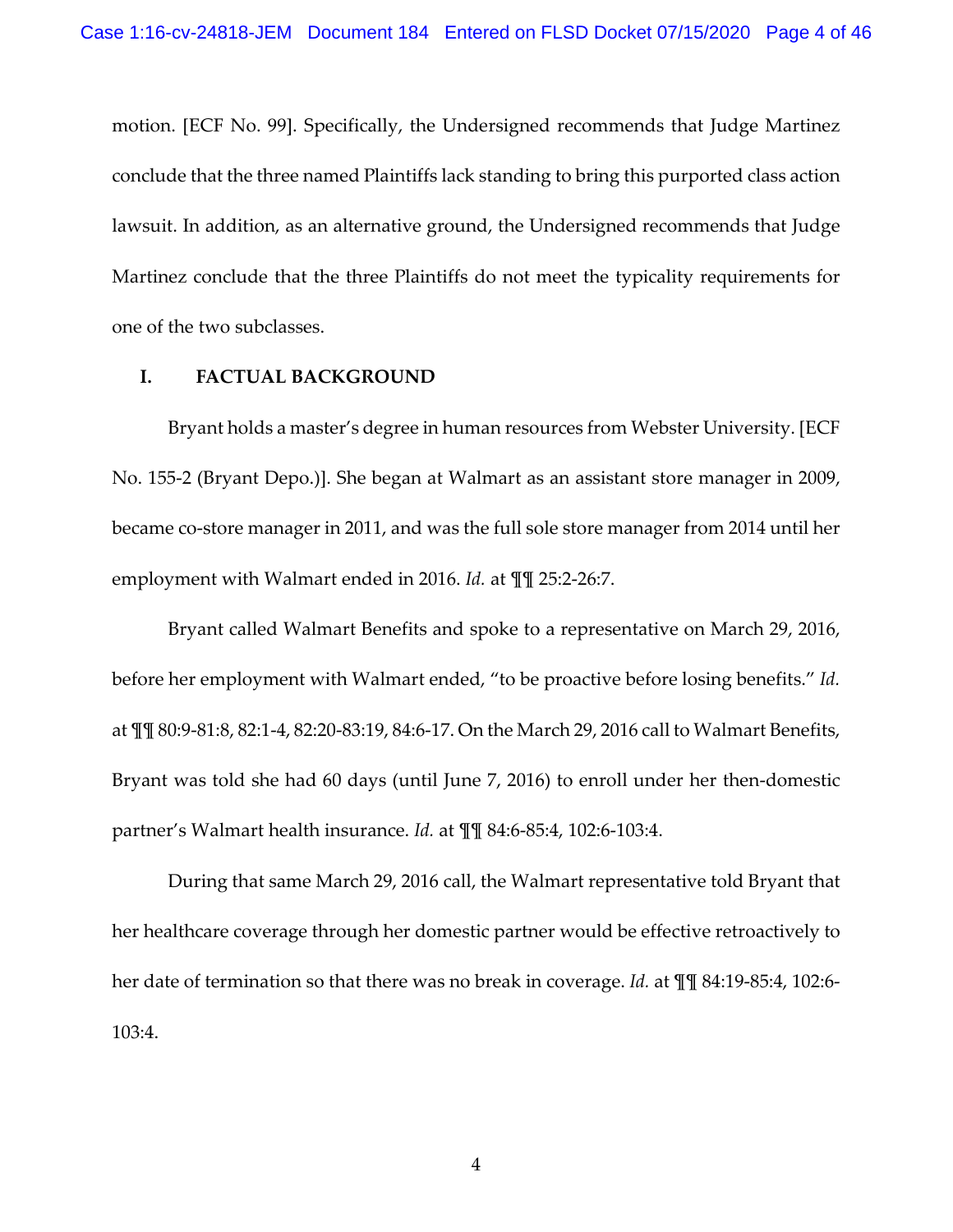motion. [ECF No. 99]. Specifically, the Undersigned recommends that Judge Martinez conclude that the three named Plaintiffs lack standing to bring this purported class action lawsuit. In addition, as an alternative ground, the Undersigned recommends that Judge Martinez conclude that the three Plaintiffs do not meet the typicality requirements for one of the two subclasses.

## I. FACTUAL BACKGROUND

Bryant holds a master's degree in human resources from Webster University. [ECF No. 155-2 (Bryant Depo.)]. She began at Walmart as an assistant store manager in 2009, became co-store manager in 2011, and was the full sole store manager from 2014 until her employment with Walmart ended in 2016. *Id.* at ¶¶ 25:2-26:7.

Bryant called Walmart Benefits and spoke to a representative on March 29, 2016, before her employment with Walmart ended, "to be proactive before losing benefits." *Id.* at ¶¶ 80:9-81:8, 82:1-4, 82:20-83:19, 84:6-17. On the March 29, 2016 call to Walmart Benefits, Bryant was told she had 60 days (until June 7, 2016) to enroll under her then-domestic partner's Walmart health insurance. *Id.* at ¶¶ 84:6-85:4, 102:6-103:4.

During that same March 29, 2016 call, the Walmart representative told Bryant that her healthcare coverage through her domestic partner would be effective retroactively to her date of termination so that there was no break in coverage. *Id.* at ¶¶ 84:19-85:4, 102:6-103:4.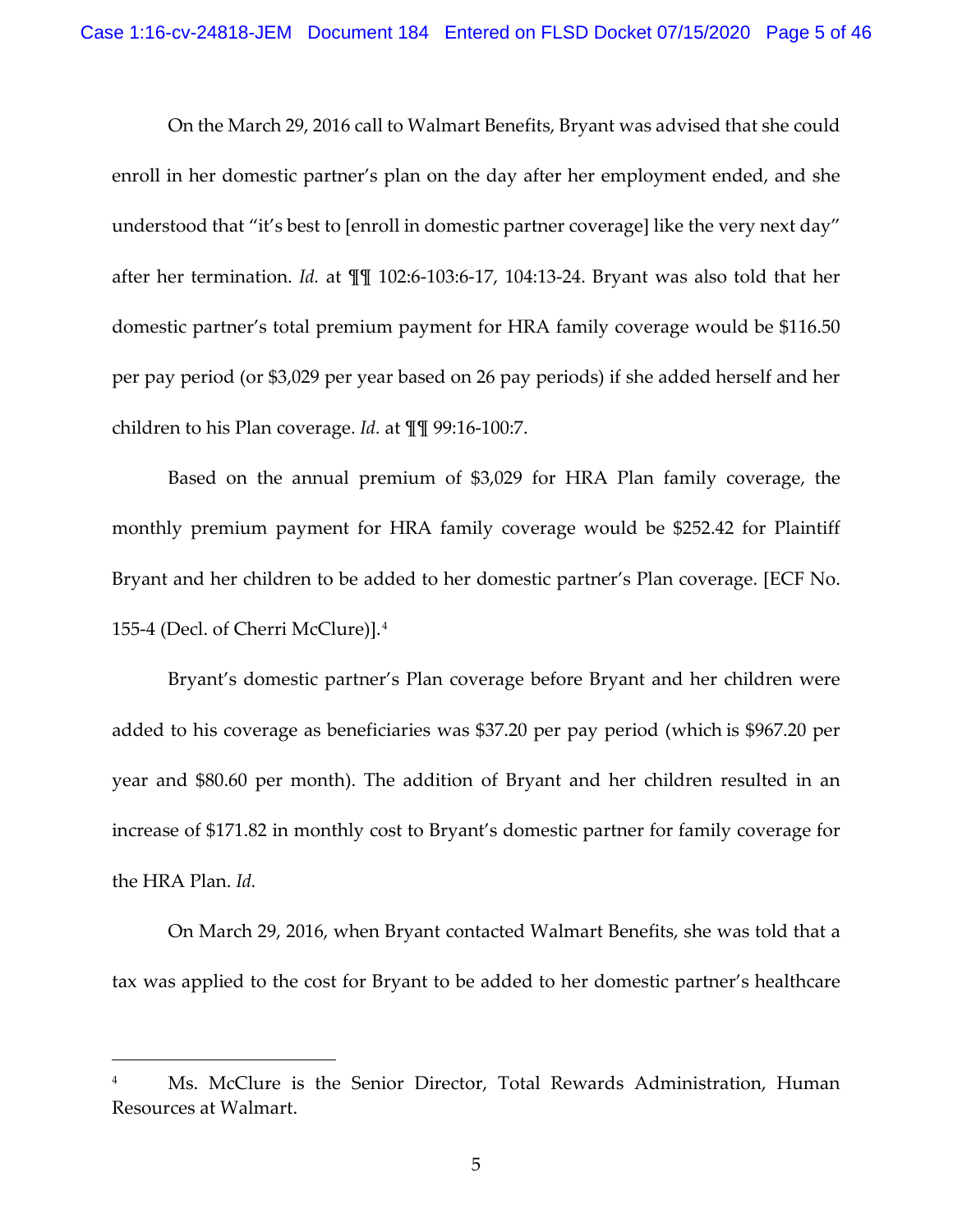On the March 29, 2016 call to Walmart Benefits, Bryant was advised that she could enroll in her domestic partner's plan on the day after her employment ended, and she understood that "it's best to [enroll in domestic partner coverage] like the very next day" after her termination. *Id.* at ¶¶ 102:6-103:6-17, 104:13-24. Bryant was also told that her domestic partner's total premium payment for HRA family coverage would be $116.50 per pay period (or $3,029 per year based on 26 pay periods) if she added herself and her children to his Plan coverage. *Id.* at ¶¶ 99:16-100:7.

Based on the annual premium of $3,029 for HRA Plan family coverage, the monthly premium payment for HRA family coverage would be $252.42 for Plaintiff Bryant and her children to be added to her domestic partner's Plan coverage. [ECF No. 155-4 (Decl. of Cherri McClure)].[4]

Bryant's domestic partner's Plan coverage before Bryant and her children were added to his coverage as beneficiaries was $37.20 per pay period (which is $967.20 per year and $80.60 per month). The addition of Bryant and her children resulted in an increase of $171.82 in monthly cost to Bryant's domestic partner for family coverage for the HRA Plan. *Id.*

On March 29, 2016, when Bryant contacted Walmart Benefits, she was told that a tax was applied to the cost for Bryant to be added to her domestic partner's healthcare

---

[4] Ms. McClure is the Senior Director, Total Rewards Administration, Human Resources at Walmart.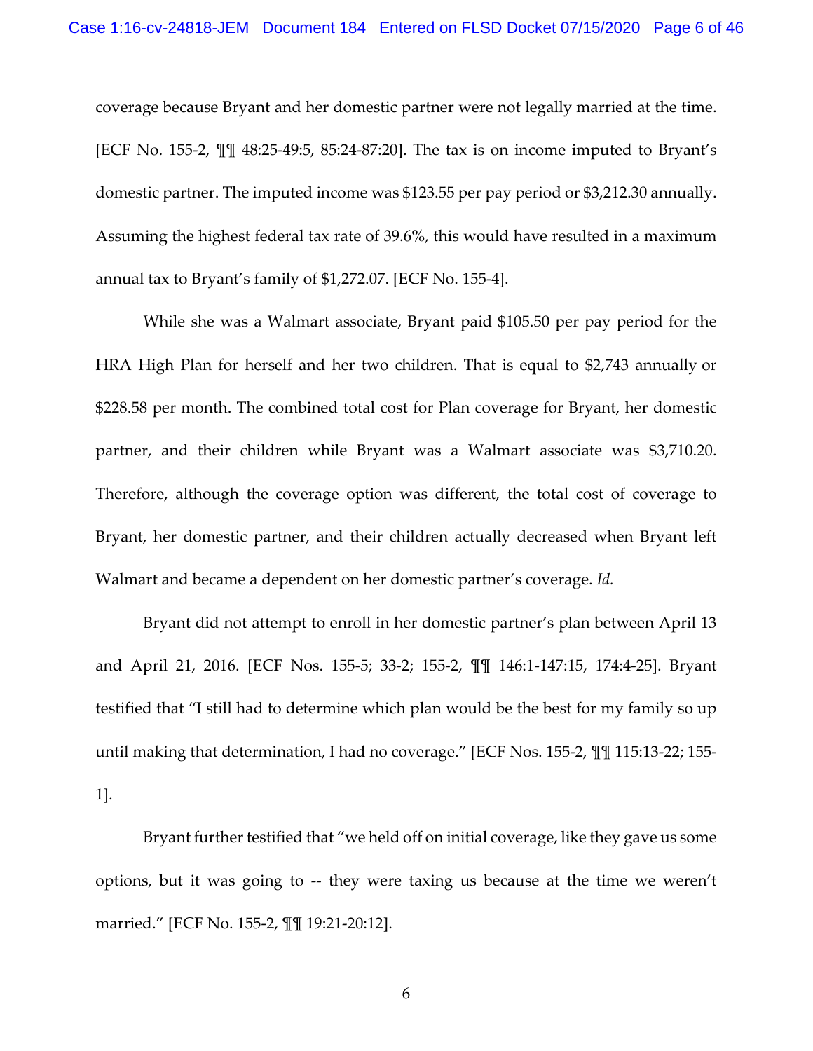coverage because Bryant and her domestic partner were not legally married at the time. [ECF No. 155-2, ¶¶ 48:25-49:5, 85:24-87:20]. The tax is on income imputed to Bryant's domestic partner. The imputed income was $123.55 per pay period or $3,212.30 annually. Assuming the highest federal tax rate of 39.6%, this would have resulted in a maximum annual tax to Bryant's family of $1,272.07. [ECF No. 155-4].

While she was a Walmart associate, Bryant paid $105.50 per pay period for the HRA High Plan for herself and her two children. That is equal to $2,743 annually or $228.58 per month. The combined total cost for Plan coverage for Bryant, her domestic partner, and their children while Bryant was a Walmart associate was $3,710.20. Therefore, although the coverage option was different, the total cost of coverage to Bryant, her domestic partner, and their children actually decreased when Bryant left Walmart and became a dependent on her domestic partner's coverage. *Id.*

Bryant did not attempt to enroll in her domestic partner's plan between April 13 and April 21, 2016. [ECF Nos. 155-5; 33-2; 155-2, ¶¶ 146:1-147:15, 174:4-25]. Bryant testified that "I still had to determine which plan would be the best for my family so up until making that determination, I had no coverage." [ECF Nos. 155-2, ¶¶ 115:13-22; 155-1].

Bryant further testified that "we held off on initial coverage, like they gave us some options, but it was going to -- they were taxing us because at the time we weren't married." [ECF No. 155-2, ¶¶ 19:21-20:12].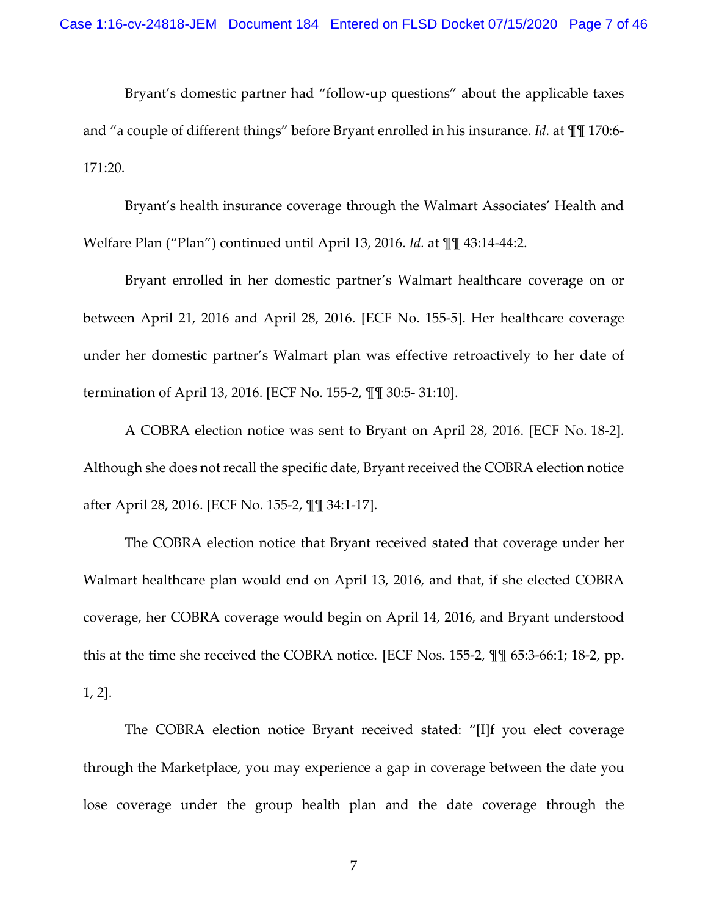Bryant's domestic partner had "follow-up questions" about the applicable taxes and "a couple of different things" before Bryant enrolled in his insurance. *Id.* at ¶¶ 170:6-171:20.

Bryant's health insurance coverage through the Walmart Associates' Health and Welfare Plan ("Plan") continued until April 13, 2016. *Id.* at ¶¶ 43:14-44:2.

Bryant enrolled in her domestic partner's Walmart healthcare coverage on or between April 21, 2016 and April 28, 2016. [ECF No. 155-5]. Her healthcare coverage under her domestic partner's Walmart plan was effective retroactively to her date of termination of April 13, 2016. [ECF No. 155-2, ¶¶ 30:5- 31:10].

A COBRA election notice was sent to Bryant on April 28, 2016. [ECF No. 18-2]. Although she does not recall the specific date, Bryant received the COBRA election notice after April 28, 2016. [ECF No. 155-2, ¶¶ 34:1-17].

The COBRA election notice that Bryant received stated that coverage under her Walmart healthcare plan would end on April 13, 2016, and that, if she elected COBRA coverage, her COBRA coverage would begin on April 14, 2016, and Bryant understood this at the time she received the COBRA notice. [ECF Nos. 155-2, ¶¶ 65:3-66:1; 18-2, pp. 1, 2].

The COBRA election notice Bryant received stated: "[I]f you elect coverage through the Marketplace, you may experience a gap in coverage between the date you lose coverage under the group health plan and the date coverage through the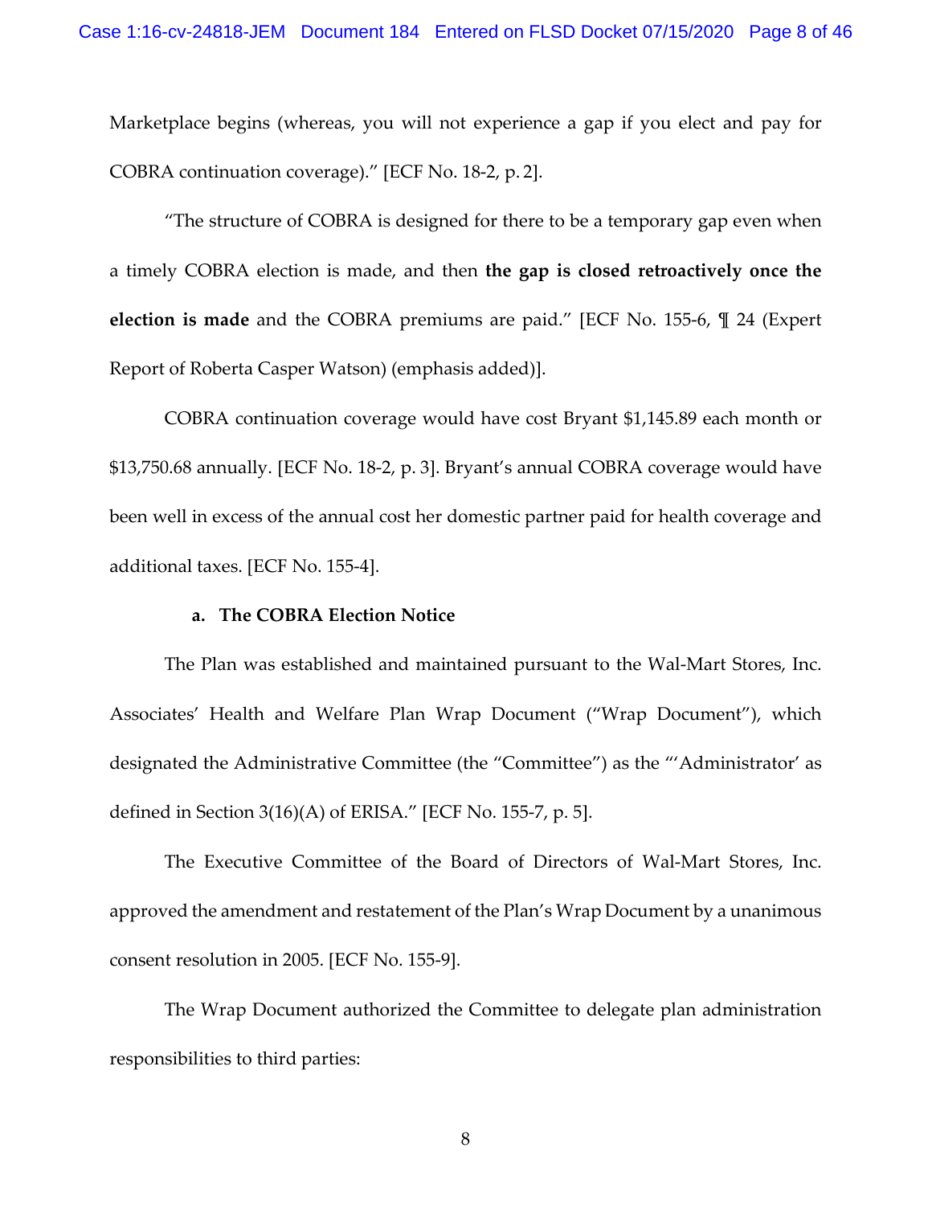Marketplace begins (whereas, you will not experience a gap if you elect and pay for COBRA continuation coverage)." [ECF No. 18-2, p. 2].

"The structure of COBRA is designed for there to be a temporary gap even when a timely COBRA election is made, and then **the gap is closed retroactively once the election is made** and the COBRA premiums are paid." [ECF No. 155-6, ¶ 24 (Expert Report of Roberta Casper Watson) (emphasis added)].

COBRA continuation coverage would have cost Bryant $1,145.89 each month or $13,750.68 annually. [ECF No. 18-2, p. 3]. Bryant's annual COBRA coverage would have been well in excess of the annual cost her domestic partner paid for health coverage and additional taxes. [ECF No. 155-4].

**a. The COBRA Election Notice**

The Plan was established and maintained pursuant to the Wal-Mart Stores, Inc. Associates' Health and Welfare Plan Wrap Document ("Wrap Document"), which designated the Administrative Committee (the "Committee") as the "'Administrator' as defined in Section 3(16)(A) of ERISA." [ECF No. 155-7, p. 5].

The Executive Committee of the Board of Directors of Wal-Mart Stores, Inc. approved the amendment and restatement of the Plan's Wrap Document by a unanimous consent resolution in 2005. [ECF No. 155-9].

The Wrap Document authorized the Committee to delegate plan administration responsibilities to third parties: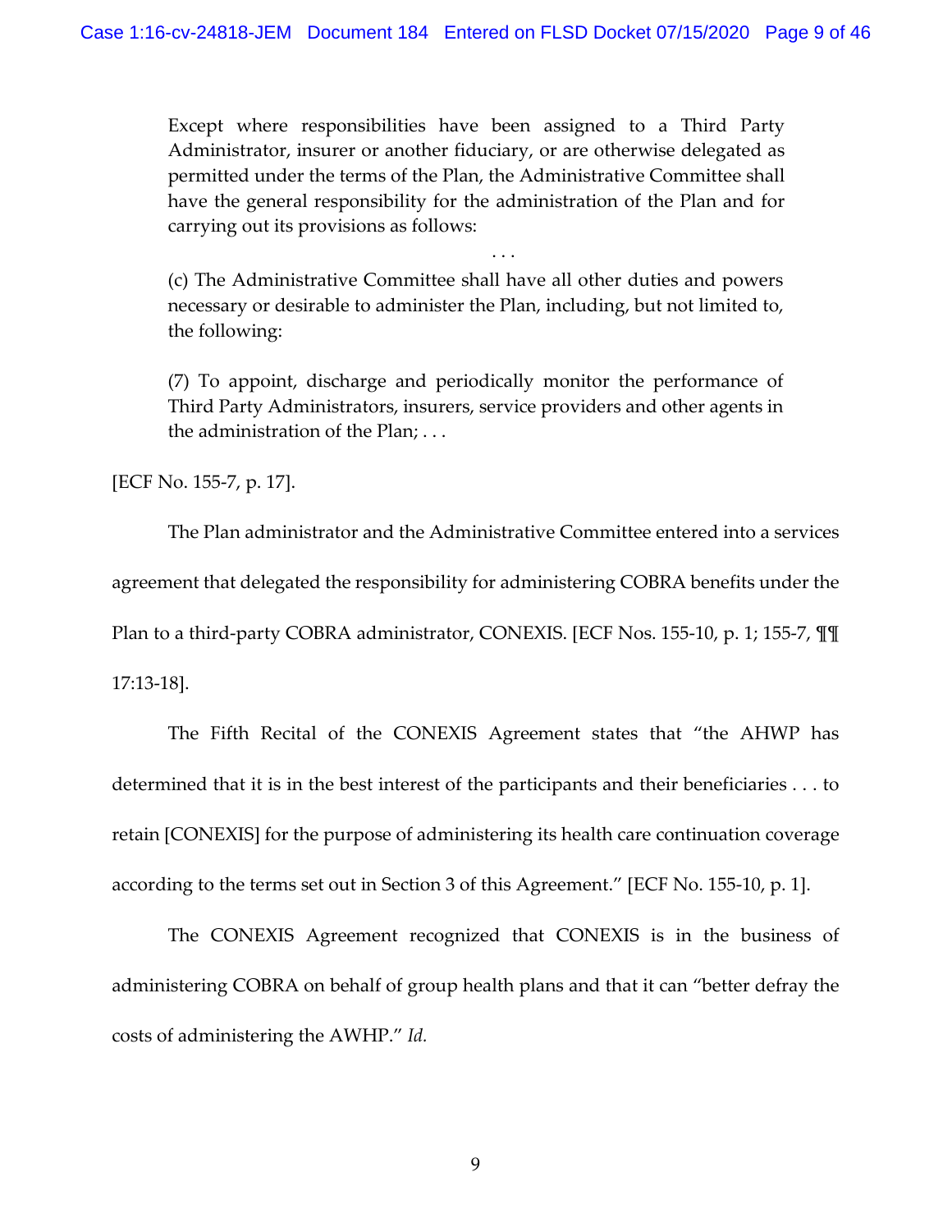> Except where responsibilities have been assigned to a Third Party Administrator, insurer or another fiduciary, or are otherwise delegated as permitted under the terms of the Plan, the Administrative Committee shall have the general responsibility for the administration of the Plan and for carrying out its provisions as follows:
>
> . . .
>
> (c) The Administrative Committee shall have all other duties and powers necessary or desirable to administer the Plan, including, but not limited to, the following:
>
> (7) To appoint, discharge and periodically monitor the performance of Third Party Administrators, insurers, service providers and other agents in the administration of the Plan; . . .

[ECF No. 155-7, p. 17].

The Plan administrator and the Administrative Committee entered into a services agreement that delegated the responsibility for administering COBRA benefits under the Plan to a third-party COBRA administrator, CONEXIS. [ECF Nos. 155-10, p. 1; 155-7, ¶¶ 17:13-18].

The Fifth Recital of the CONEXIS Agreement states that "the AHWP has determined that it is in the best interest of the participants and their beneficiaries . . . to retain [CONEXIS] for the purpose of administering its health care continuation coverage according to the terms set out in Section 3 of this Agreement." [ECF No. 155-10, p. 1].

The CONEXIS Agreement recognized that CONEXIS is in the business of administering COBRA on behalf of group health plans and that it can "better defray the costs of administering the AWHP." *Id.*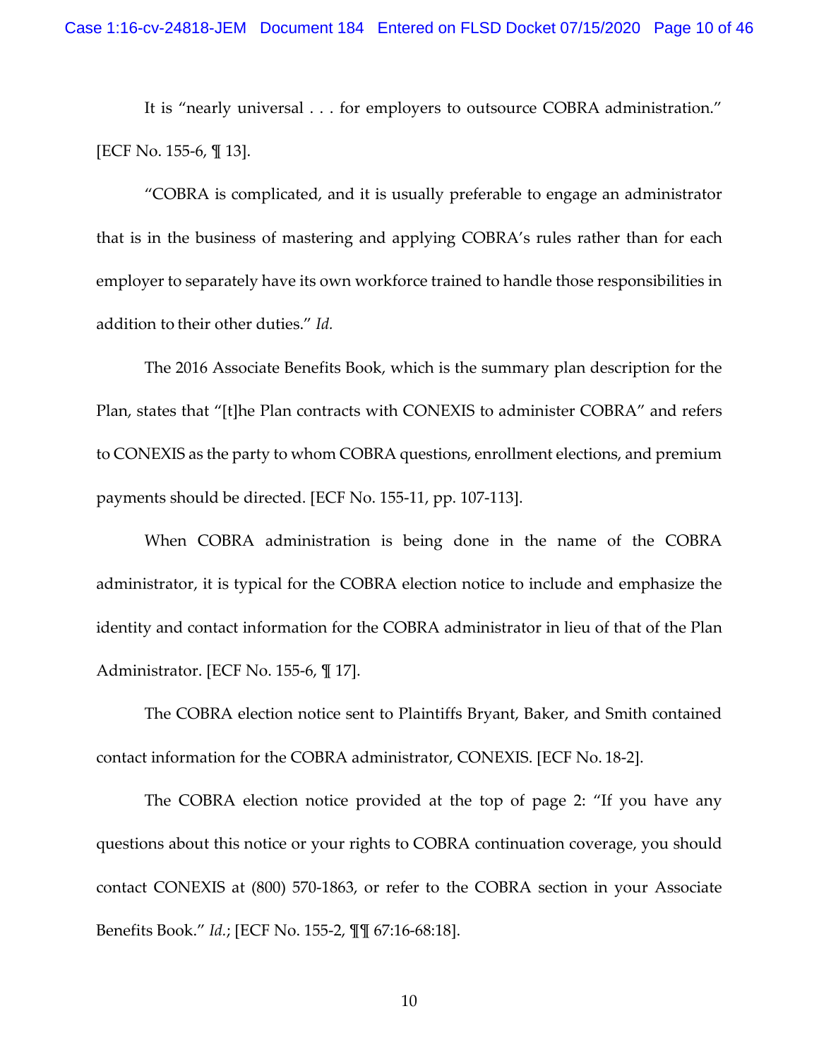It is "nearly universal . . . for employers to outsource COBRA administration." [ECF No. 155-6, ¶ 13].

"COBRA is complicated, and it is usually preferable to engage an administrator that is in the business of mastering and applying COBRA's rules rather than for each employer to separately have its own workforce trained to handle those responsibilities in addition to their other duties." *Id.*

The 2016 Associate Benefits Book, which is the summary plan description for the Plan, states that "[t]he Plan contracts with CONEXIS to administer COBRA" and refers to CONEXIS as the party to whom COBRA questions, enrollment elections, and premium payments should be directed. [ECF No. 155-11, pp. 107-113].

When COBRA administration is being done in the name of the COBRA administrator, it is typical for the COBRA election notice to include and emphasize the identity and contact information for the COBRA administrator in lieu of that of the Plan Administrator. [ECF No. 155-6, ¶ 17].

The COBRA election notice sent to Plaintiffs Bryant, Baker, and Smith contained contact information for the COBRA administrator, CONEXIS. [ECF No. 18-2].

The COBRA election notice provided at the top of page 2: "If you have any questions about this notice or your rights to COBRA continuation coverage, you should contact CONEXIS at (800) 570-1863, or refer to the COBRA section in your Associate Benefits Book." *Id.*; [ECF No. 155-2, ¶¶ 67:16-68:18].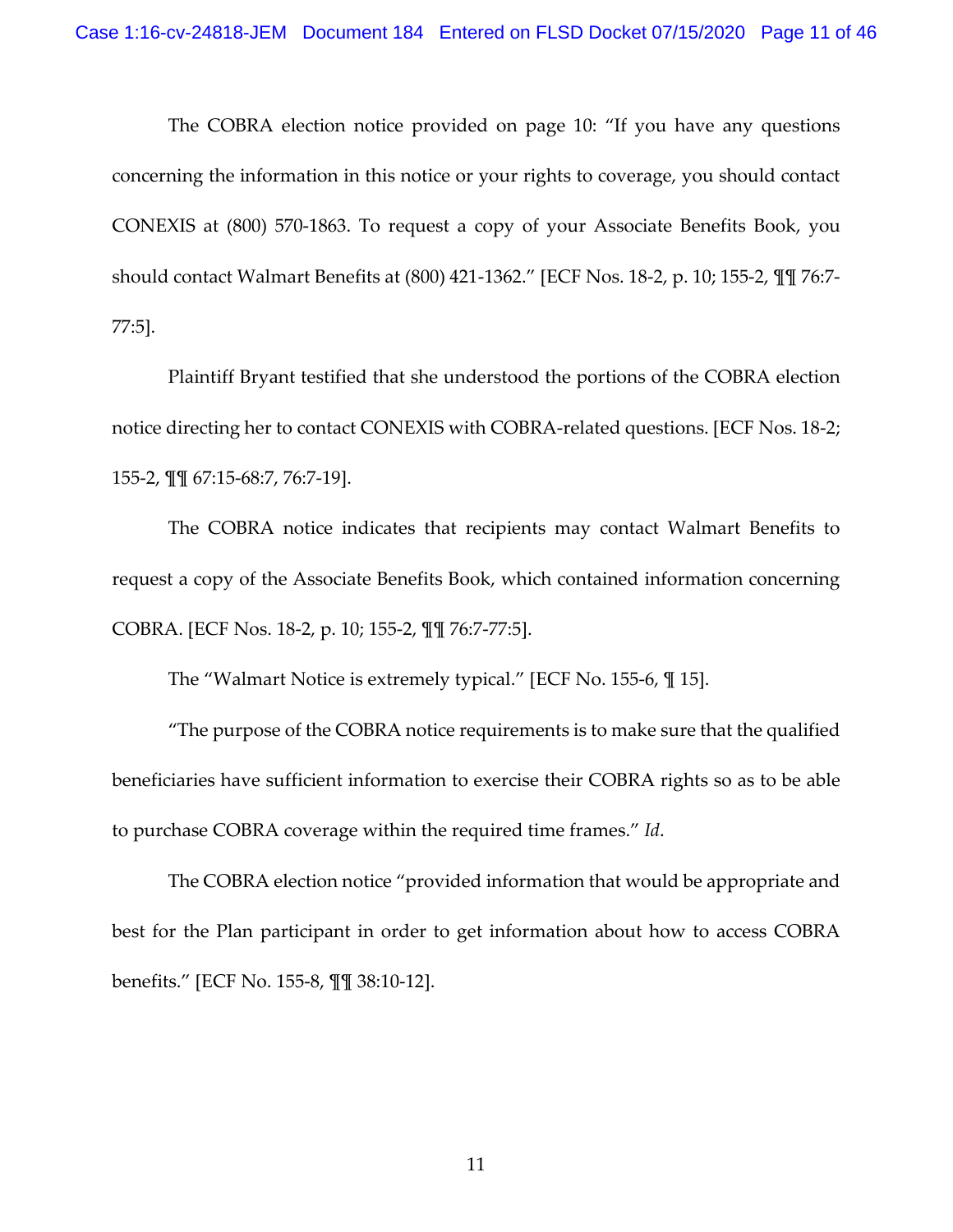The COBRA election notice provided on page 10: "If you have any questions concerning the information in this notice or your rights to coverage, you should contact CONEXIS at (800) 570-1863. To request a copy of your Associate Benefits Book, you should contact Walmart Benefits at (800) 421-1362." [ECF Nos. 18-2, p. 10; 155-2, ¶¶ 76:7-77:5].

Plaintiff Bryant testified that she understood the portions of the COBRA election notice directing her to contact CONEXIS with COBRA-related questions. [ECF Nos. 18-2; 155-2, ¶¶ 67:15-68:7, 76:7-19].

The COBRA notice indicates that recipients may contact Walmart Benefits to request a copy of the Associate Benefits Book, which contained information concerning COBRA. [ECF Nos. 18-2, p. 10; 155-2, ¶¶ 76:7-77:5].

The "Walmart Notice is extremely typical." [ECF No. 155-6, ¶ 15].

"The purpose of the COBRA notice requirements is to make sure that the qualified beneficiaries have sufficient information to exercise their COBRA rights so as to be able to purchase COBRA coverage within the required time frames." *Id*.

The COBRA election notice "provided information that would be appropriate and best for the Plan participant in order to get information about how to access COBRA benefits." [ECF No. 155-8, ¶¶ 38:10-12].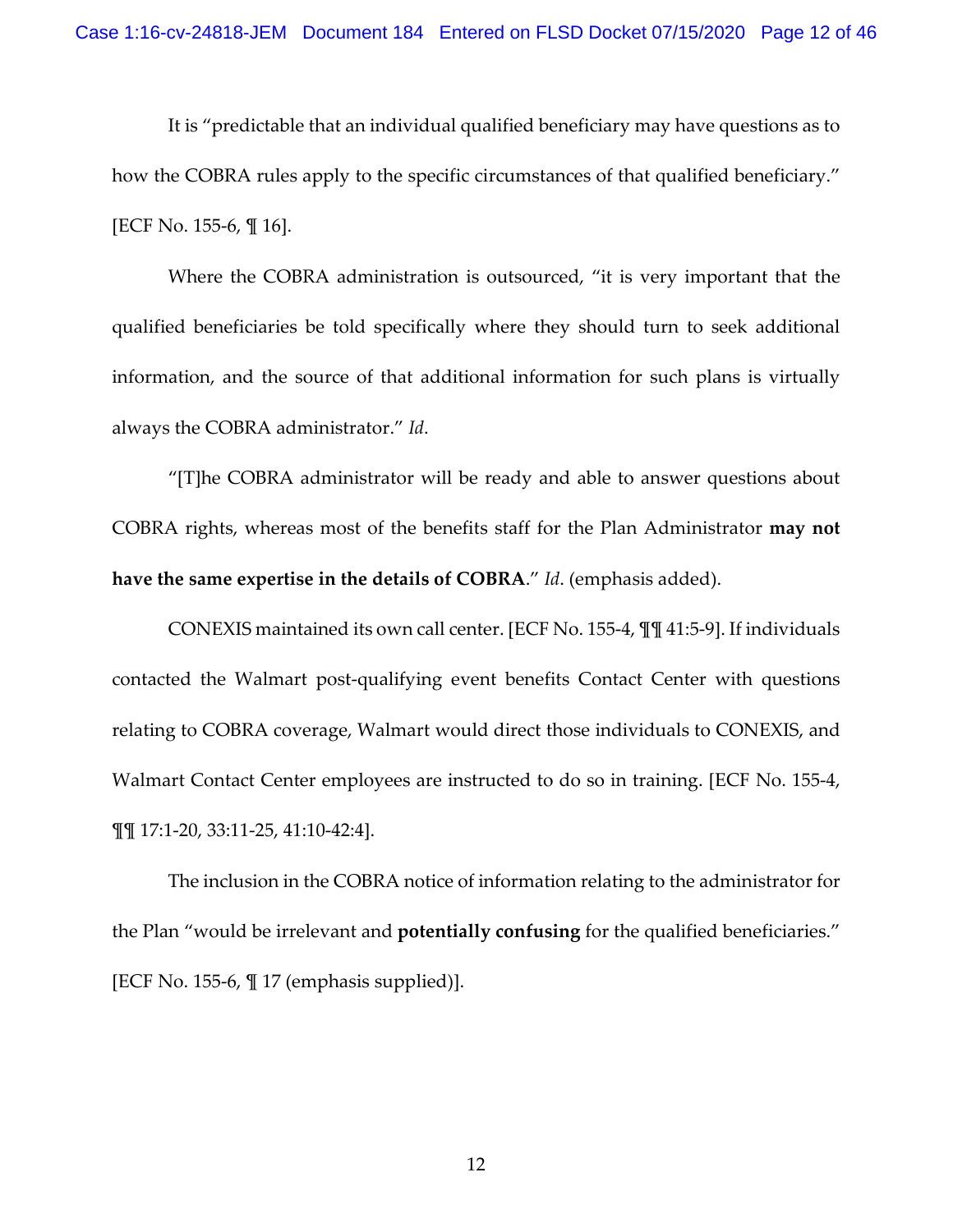It is "predictable that an individual qualified beneficiary may have questions as to how the COBRA rules apply to the specific circumstances of that qualified beneficiary." [ECF No. 155-6, ¶ 16].

Where the COBRA administration is outsourced, "it is very important that the qualified beneficiaries be told specifically where they should turn to seek additional information, and the source of that additional information for such plans is virtually always the COBRA administrator." *Id*.

"[T]he COBRA administrator will be ready and able to answer questions about COBRA rights, whereas most of the benefits staff for the Plan Administrator **may not have the same expertise in the details of COBRA**." *Id*. (emphasis added).

CONEXIS maintained its own call center. [ECF No. 155-4, ¶¶ 41:5-9]. If individuals contacted the Walmart post-qualifying event benefits Contact Center with questions relating to COBRA coverage, Walmart would direct those individuals to CONEXIS, and Walmart Contact Center employees are instructed to do so in training. [ECF No. 155-4, ¶¶ 17:1-20, 33:11-25, 41:10-42:4].

The inclusion in the COBRA notice of information relating to the administrator for the Plan "would be irrelevant and **potentially confusing** for the qualified beneficiaries." [ECF No. 155-6, ¶ 17 (emphasis supplied)].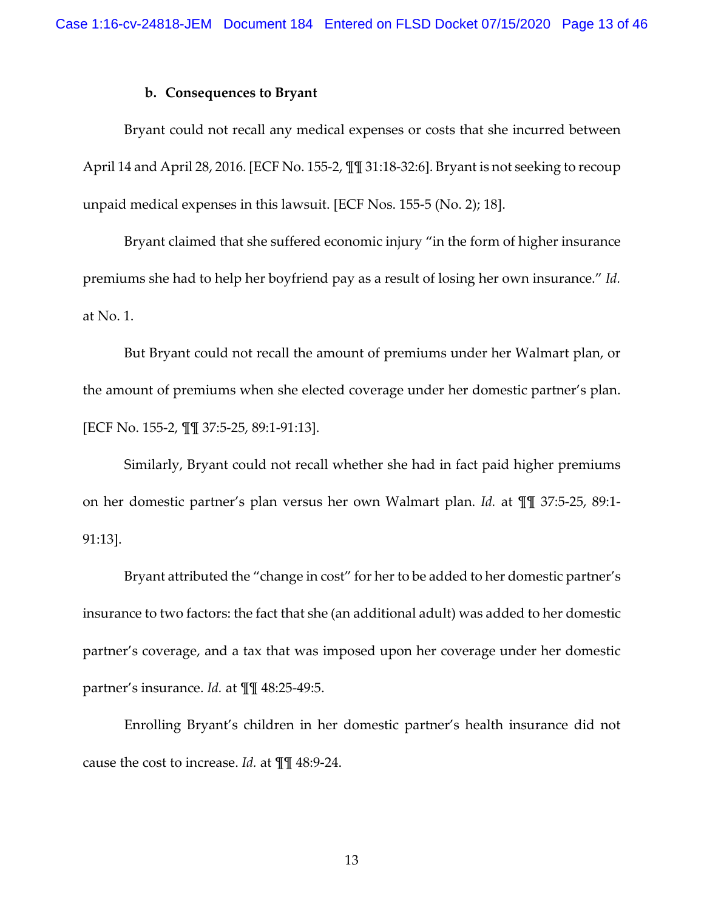### b. Consequences to Bryant

Bryant could not recall any medical expenses or costs that she incurred between April 14 and April 28, 2016. [ECF No. 155-2, ¶¶ 31:18-32:6]. Bryant is not seeking to recoup unpaid medical expenses in this lawsuit. [ECF Nos. 155-5 (No. 2); 18].

Bryant claimed that she suffered economic injury "in the form of higher insurance premiums she had to help her boyfriend pay as a result of losing her own insurance." *Id.* at No. 1.

But Bryant could not recall the amount of premiums under her Walmart plan, or the amount of premiums when she elected coverage under her domestic partner's plan. [ECF No. 155-2, ¶¶ 37:5-25, 89:1-91:13].

Similarly, Bryant could not recall whether she had in fact paid higher premiums on her domestic partner's plan versus her own Walmart plan. *Id.* at ¶¶ 37:5-25, 89:1-91:13].

Bryant attributed the "change in cost" for her to be added to her domestic partner's insurance to two factors: the fact that she (an additional adult) was added to her domestic partner's coverage, and a tax that was imposed upon her coverage under her domestic partner's insurance. *Id.* at ¶¶ 48:25-49:5.

Enrolling Bryant's children in her domestic partner's health insurance did not cause the cost to increase. *Id.* at ¶¶ 48:9-24.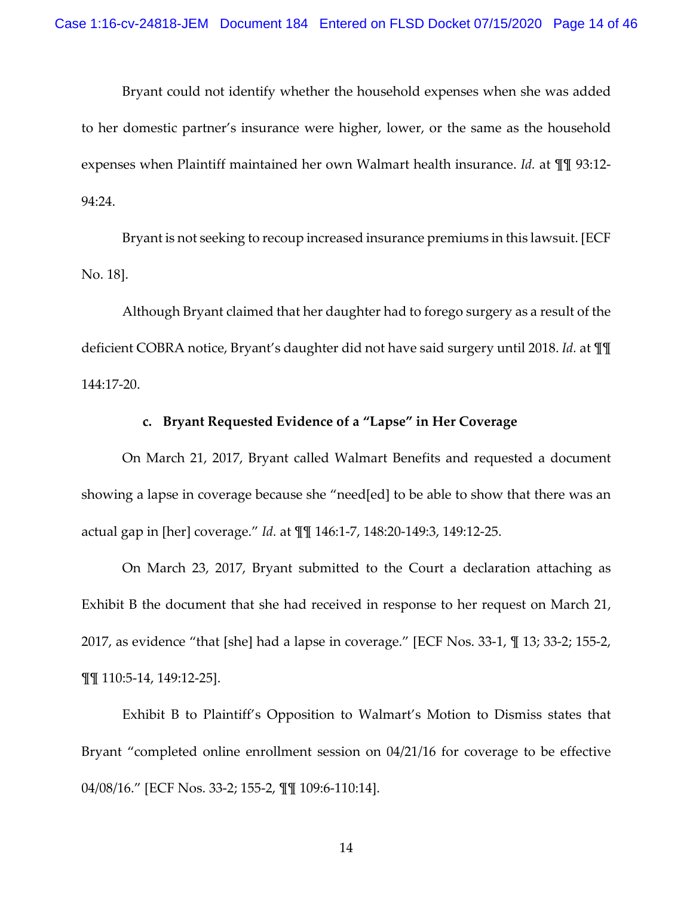Bryant could not identify whether the household expenses when she was added to her domestic partner's insurance were higher, lower, or the same as the household expenses when Plaintiff maintained her own Walmart health insurance. *Id.* at ¶¶ 93:12-94:24.

Bryant is not seeking to recoup increased insurance premiums in this lawsuit. [ECF No. 18].

Although Bryant claimed that her daughter had to forego surgery as a result of the deficient COBRA notice, Bryant's daughter did not have said surgery until 2018. *Id.* at ¶¶ 144:17-20.

#### c. Bryant Requested Evidence of a "Lapse" in Her Coverage

On March 21, 2017, Bryant called Walmart Benefits and requested a document showing a lapse in coverage because she "need[ed] to be able to show that there was an actual gap in [her] coverage." *Id.* at ¶¶ 146:1-7, 148:20-149:3, 149:12-25.

On March 23, 2017, Bryant submitted to the Court a declaration attaching as Exhibit B the document that she had received in response to her request on March 21, 2017, as evidence "that [she] had a lapse in coverage." [ECF Nos. 33-1, ¶ 13; 33-2; 155-2, ¶¶ 110:5-14, 149:12-25].

Exhibit B to Plaintiff's Opposition to Walmart's Motion to Dismiss states that Bryant "completed online enrollment session on 04/21/16 for coverage to be effective 04/08/16." [ECF Nos. 33-2; 155-2, ¶¶ 109:6-110:14].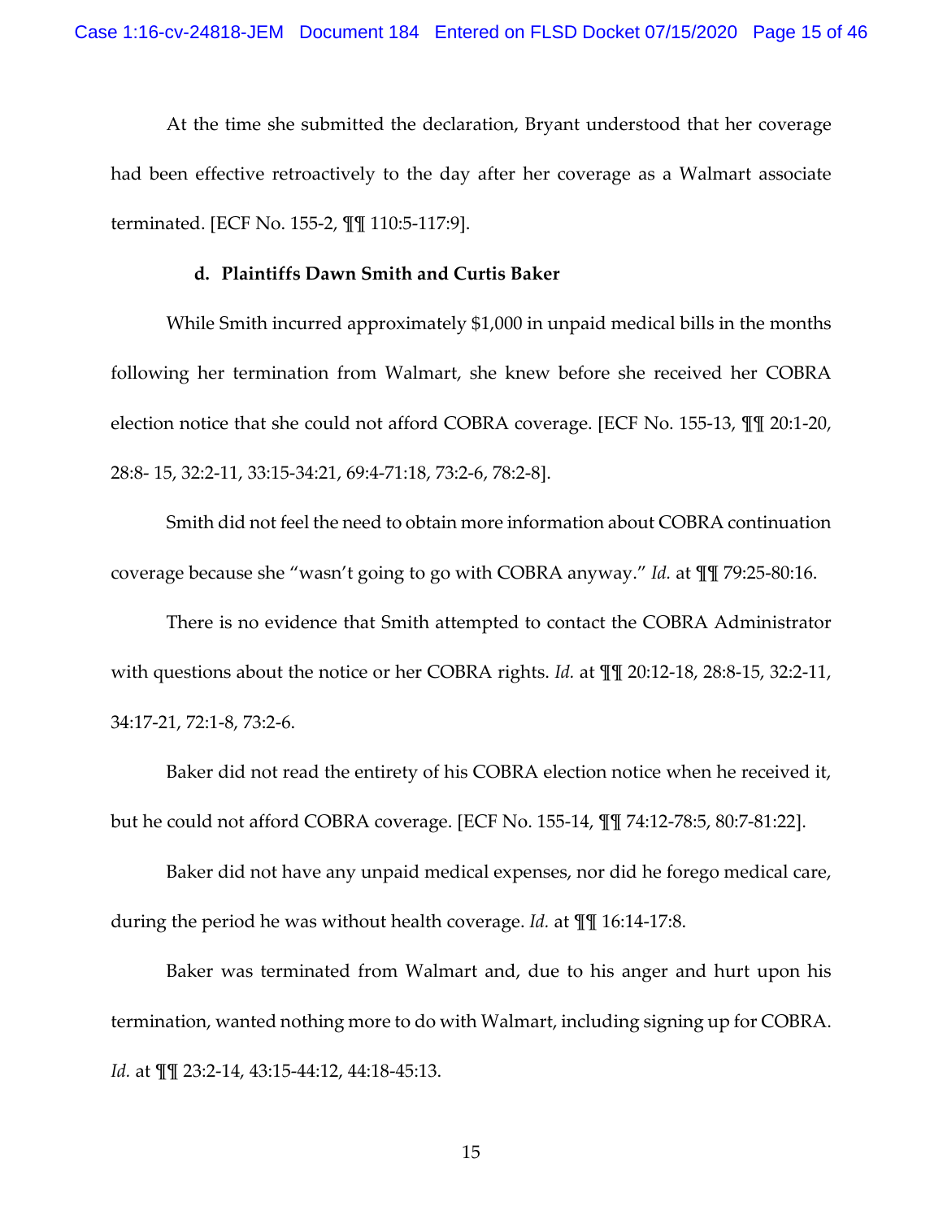At the time she submitted the declaration, Bryant understood that her coverage had been effective retroactively to the day after her coverage as a Walmart associate terminated. [ECF No. 155-2, ¶¶ 110:5-117:9].

**d. Plaintiffs Dawn Smith and Curtis Baker**

While Smith incurred approximately $1,000 in unpaid medical bills in the months following her termination from Walmart, she knew before she received her COBRA election notice that she could not afford COBRA coverage. [ECF No. 155-13, ¶¶ 20:1-20, 28:8- 15, 32:2-11, 33:15-34:21, 69:4-71:18, 73:2-6, 78:2-8].

Smith did not feel the need to obtain more information about COBRA continuation coverage because she "wasn't going to go with COBRA anyway." *Id.* at ¶¶ 79:25-80:16.

There is no evidence that Smith attempted to contact the COBRA Administrator with questions about the notice or her COBRA rights. *Id.* at ¶¶ 20:12-18, 28:8-15, 32:2-11, 34:17-21, 72:1-8, 73:2-6.

Baker did not read the entirety of his COBRA election notice when he received it, but he could not afford COBRA coverage. [ECF No. 155-14, ¶¶ 74:12-78:5, 80:7-81:22].

Baker did not have any unpaid medical expenses, nor did he forego medical care, during the period he was without health coverage. *Id.* at ¶¶ 16:14-17:8.

Baker was terminated from Walmart and, due to his anger and hurt upon his termination, wanted nothing more to do with Walmart, including signing up for COBRA. *Id.* at ¶¶ 23:2-14, 43:15-44:12, 44:18-45:13.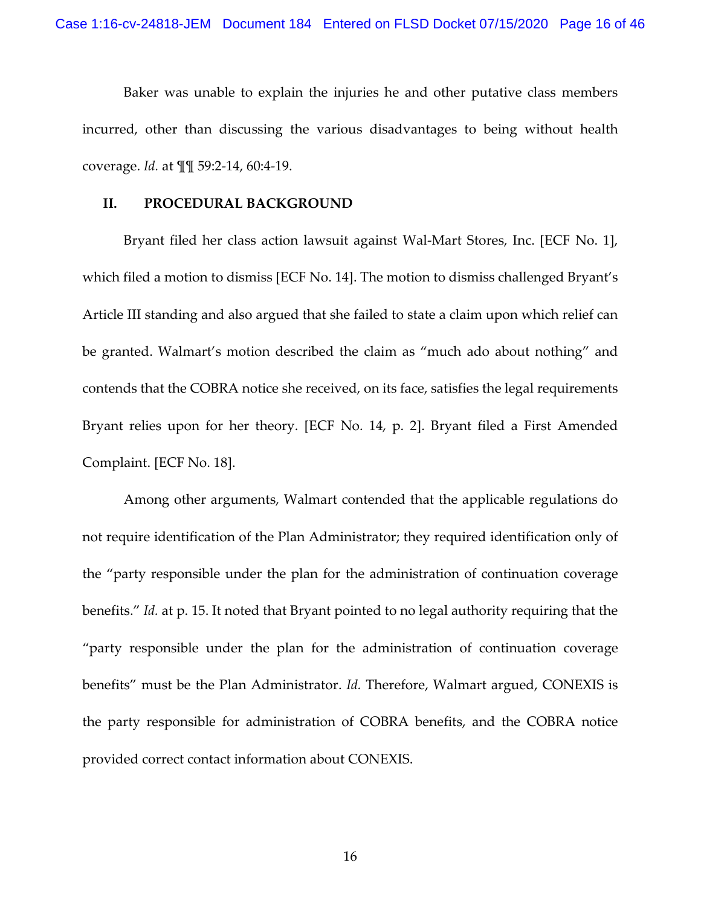Baker was unable to explain the injuries he and other putative class members incurred, other than discussing the various disadvantages to being without health coverage. *Id.* at ¶¶ 59:2-14, 60:4-19.

## II. PROCEDURAL BACKGROUND

Bryant filed her class action lawsuit against Wal-Mart Stores, Inc. [ECF No. 1], which filed a motion to dismiss [ECF No. 14]. The motion to dismiss challenged Bryant's Article III standing and also argued that she failed to state a claim upon which relief can be granted. Walmart's motion described the claim as "much ado about nothing" and contends that the COBRA notice she received, on its face, satisfies the legal requirements Bryant relies upon for her theory. [ECF No. 14, p. 2]. Bryant filed a First Amended Complaint. [ECF No. 18].

Among other arguments, Walmart contended that the applicable regulations do not require identification of the Plan Administrator; they required identification only of the "party responsible under the plan for the administration of continuation coverage benefits." *Id.* at p. 15. It noted that Bryant pointed to no legal authority requiring that the "party responsible under the plan for the administration of continuation coverage benefits" must be the Plan Administrator. *Id.* Therefore, Walmart argued, CONEXIS is the party responsible for administration of COBRA benefits, and the COBRA notice provided correct contact information about CONEXIS.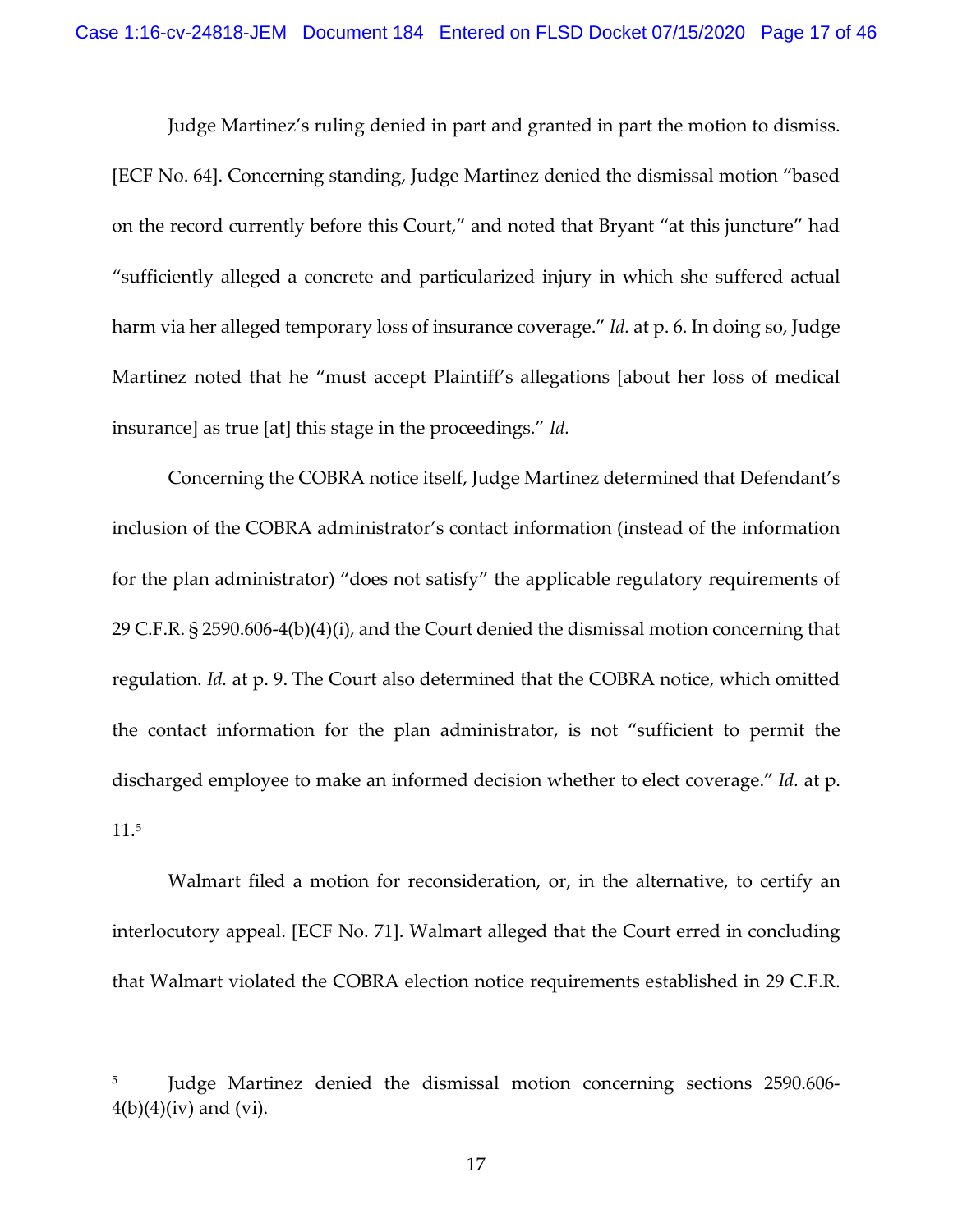Judge Martinez's ruling denied in part and granted in part the motion to dismiss. [ECF No. 64]. Concerning standing, Judge Martinez denied the dismissal motion "based on the record currently before this Court," and noted that Bryant "at this juncture" had "sufficiently alleged a concrete and particularized injury in which she suffered actual harm via her alleged temporary loss of insurance coverage." *Id.* at p. 6. In doing so, Judge Martinez noted that he "must accept Plaintiff's allegations [about her loss of medical insurance] as true [at] this stage in the proceedings." *Id.*

Concerning the COBRA notice itself, Judge Martinez determined that Defendant's inclusion of the COBRA administrator's contact information (instead of the information for the plan administrator) "does not satisfy" the applicable regulatory requirements of 29 C.F.R. § 2590.606-4(b)(4)(i), and the Court denied the dismissal motion concerning that regulation. *Id.* at p. 9. The Court also determined that the COBRA notice, which omitted the contact information for the plan administrator, is not "sufficient to permit the discharged employee to make an informed decision whether to elect coverage." *Id.* at p. 11.[5]

Walmart filed a motion for reconsideration, or, in the alternative, to certify an interlocutory appeal. [ECF No. 71]. Walmart alleged that the Court erred in concluding that Walmart violated the COBRA election notice requirements established in 29 C.F.R.

---

[5] Judge Martinez denied the dismissal motion concerning sections 2590.606-4(b)(4)(iv) and (vi).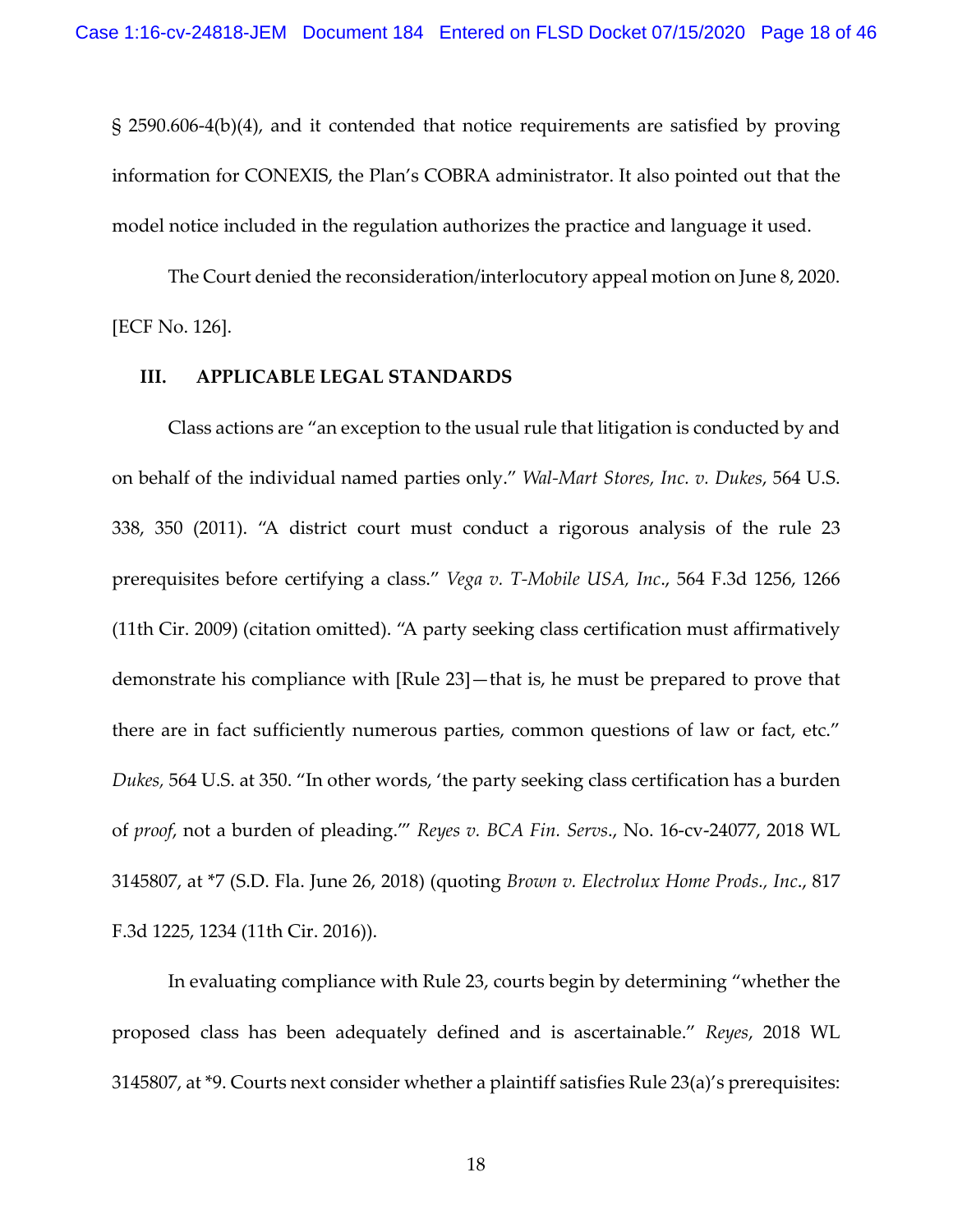§ 2590.606-4(b)(4), and it contended that notice requirements are satisfied by proving information for CONEXIS, the Plan's COBRA administrator. It also pointed out that the model notice included in the regulation authorizes the practice and language it used.

The Court denied the reconsideration/interlocutory appeal motion on June 8, 2020. [ECF No. 126].

## III. APPLICABLE LEGAL STANDARDS

Class actions are "an exception to the usual rule that litigation is conducted by and on behalf of the individual named parties only." *Wal-Mart Stores, Inc. v. Dukes*, 564 U.S. 338, 350 (2011). "A district court must conduct a rigorous analysis of the rule 23 prerequisites before certifying a class." *Vega v. T-Mobile USA, Inc.*, 564 F.3d 1256, 1266 (11th Cir. 2009) (citation omitted). "A party seeking class certification must affirmatively demonstrate his compliance with [Rule 23]—that is, he must be prepared to prove that there are in fact sufficiently numerous parties, common questions of law or fact, etc." *Dukes*, 564 U.S. at 350. "In other words, 'the party seeking class certification has a burden of *proof*, not a burden of pleading.'" *Reyes v. BCA Fin. Servs.*, No. 16-cv-24077, 2018 WL 3145807, at *7 (S.D. Fla. June 26, 2018) (quoting *Brown v. Electrolux Home Prods., Inc.*, 817 F.3d 1225, 1234 (11th Cir. 2016)).

In evaluating compliance with Rule 23, courts begin by determining "whether the proposed class has been adequately defined and is ascertainable." *Reyes*, 2018 WL 3145807, at *9. Courts next consider whether a plaintiff satisfies Rule 23(a)'s prerequisites: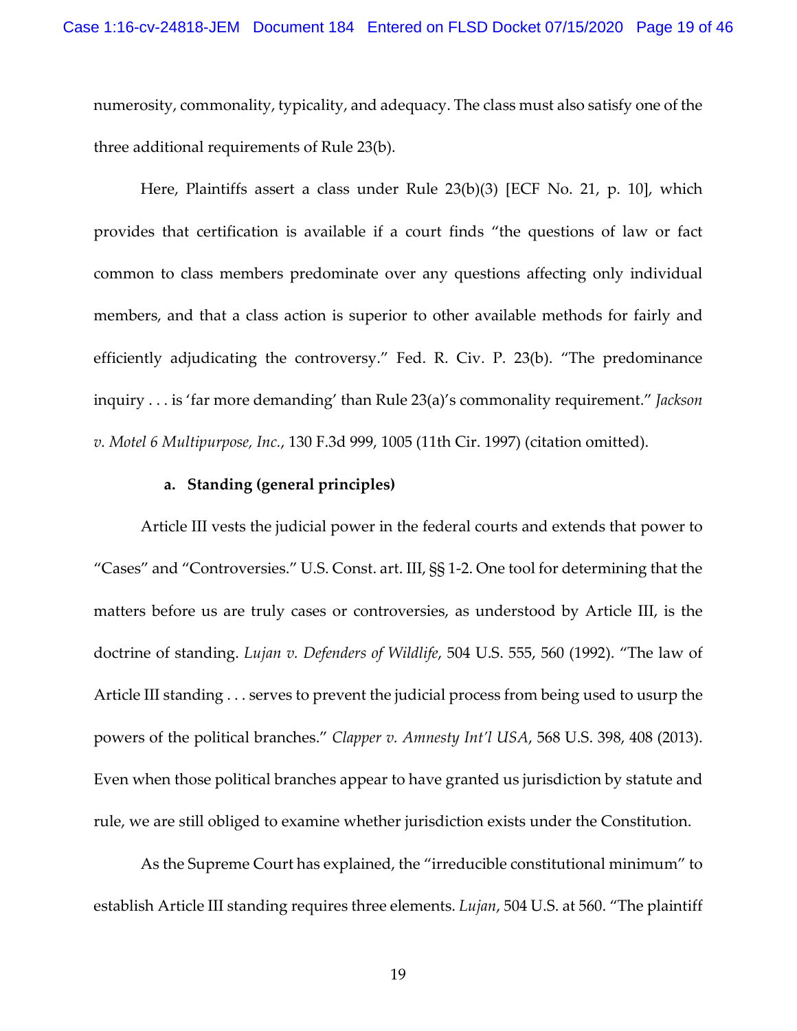numerosity, commonality, typicality, and adequacy. The class must also satisfy one of the three additional requirements of Rule 23(b).

Here, Plaintiffs assert a class under Rule 23(b)(3) [ECF No. 21, p. 10], which provides that certification is available if a court finds "the questions of law or fact common to class members predominate over any questions affecting only individual members, and that a class action is superior to other available methods for fairly and efficiently adjudicating the controversy." Fed. R. Civ. P. 23(b). "The predominance inquiry . . . is 'far more demanding' than Rule 23(a)'s commonality requirement." *Jackson v. Motel 6 Multipurpose, Inc.*, 130 F.3d 999, 1005 (11th Cir. 1997) (citation omitted).

**a. Standing (general principles)**

Article III vests the judicial power in the federal courts and extends that power to "Cases" and "Controversies." U.S. Const. art. III, §§ 1-2. One tool for determining that the matters before us are truly cases or controversies, as understood by Article III, is the doctrine of standing. *Lujan v. Defenders of Wildlife*, 504 U.S. 555, 560 (1992). "The law of Article III standing . . . serves to prevent the judicial process from being used to usurp the powers of the political branches." *Clapper v. Amnesty Int'l USA*, 568 U.S. 398, 408 (2013). Even when those political branches appear to have granted us jurisdiction by statute and rule, we are still obliged to examine whether jurisdiction exists under the Constitution.

As the Supreme Court has explained, the "irreducible constitutional minimum" to establish Article III standing requires three elements. *Lujan*, 504 U.S. at 560. "The plaintiff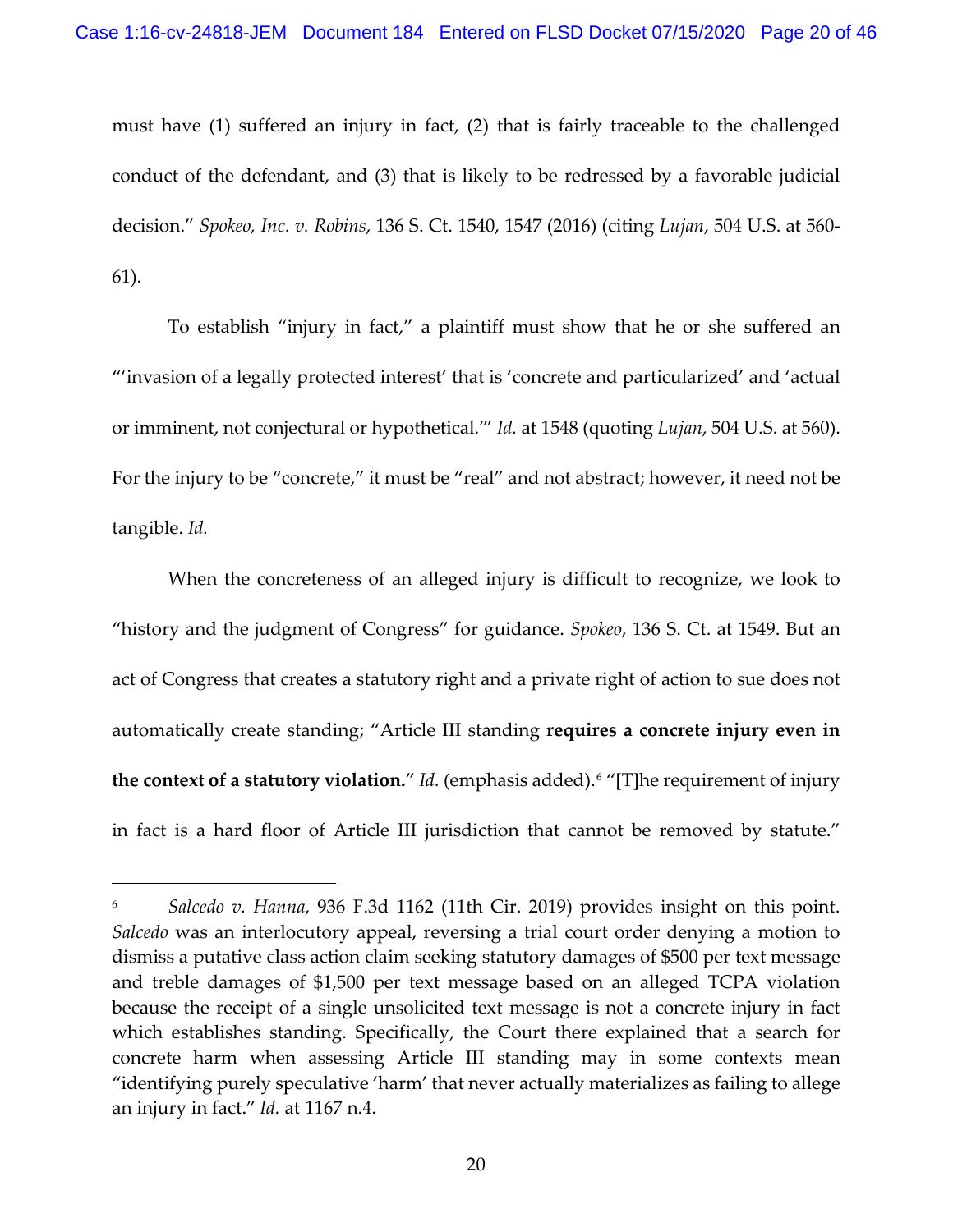must have (1) suffered an injury in fact, (2) that is fairly traceable to the challenged conduct of the defendant, and (3) that is likely to be redressed by a favorable judicial decision." *Spokeo, Inc. v. Robins*, 136 S. Ct. 1540, 1547 (2016) (citing *Lujan*, 504 U.S. at 560-61).

To establish "injury in fact," a plaintiff must show that he or she suffered an "'invasion of a legally protected interest' that is 'concrete and particularized' and 'actual or imminent, not conjectural or hypothetical.'" *Id.* at 1548 (quoting *Lujan*, 504 U.S. at 560). For the injury to be "concrete," it must be "real" and not abstract; however, it need not be tangible. *Id.*

When the concreteness of an alleged injury is difficult to recognize, we look to "history and the judgment of Congress" for guidance. *Spokeo*, 136 S. Ct. at 1549. But an act of Congress that creates a statutory right and a private right of action to sue does not automatically create standing; "Article III standing **requires a concrete injury even in the context of a statutory violation.**" *Id.* (emphasis added).[6] "[T]he requirement of injury in fact is a hard floor of Article III jurisdiction that cannot be removed by statute."

---

[6] *Salcedo v. Hanna*, 936 F.3d 1162 (11th Cir. 2019) provides insight on this point. *Salcedo* was an interlocutory appeal, reversing a trial court order denying a motion to dismiss a putative class action claim seeking statutory damages of $500 per text message and treble damages of $1,500 per text message based on an alleged TCPA violation because the receipt of a single unsolicited text message is not a concrete injury in fact which establishes standing. Specifically, the Court there explained that a search for concrete harm when assessing Article III standing may in some contexts mean "identifying purely speculative 'harm' that never actually materializes as failing to allege an injury in fact." *Id.* at 1167 n.4.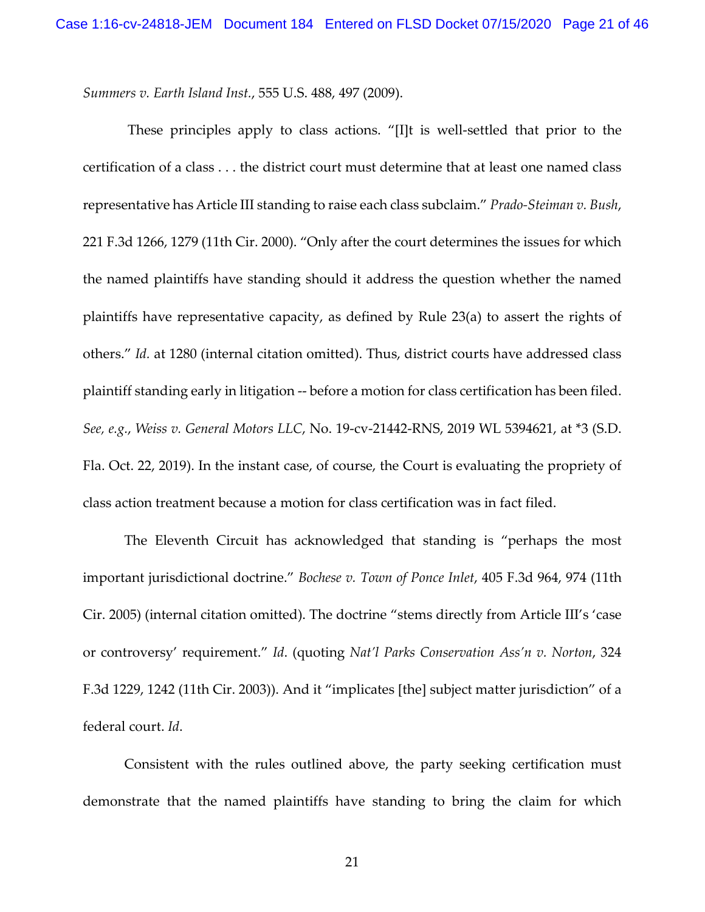*Summers v. Earth Island Inst.*, 555 U.S. 488, 497 (2009).

These principles apply to class actions. "[I]t is well-settled that prior to the certification of a class . . . the district court must determine that at least one named class representative has Article III standing to raise each class subclaim." *Prado-Steiman v. Bush*, 221 F.3d 1266, 1279 (11th Cir. 2000). "Only after the court determines the issues for which the named plaintiffs have standing should it address the question whether the named plaintiffs have representative capacity, as defined by Rule 23(a) to assert the rights of others." *Id.* at 1280 (internal citation omitted). Thus, district courts have addressed class plaintiff standing early in litigation -- before a motion for class certification has been filed. *See, e.g.*, *Weiss v. General Motors LLC*, No. 19-cv-21442-RNS, 2019 WL 5394621, at *3 (S.D. Fla. Oct. 22, 2019). In the instant case, of course, the Court is evaluating the propriety of class action treatment because a motion for class certification was in fact filed.

The Eleventh Circuit has acknowledged that standing is "perhaps the most important jurisdictional doctrine." *Bochese v. Town of Ponce Inlet*, 405 F.3d 964, 974 (11th Cir. 2005) (internal citation omitted). The doctrine "stems directly from Article III's 'case or controversy' requirement." *Id*. (quoting *Nat'l Parks Conservation Ass'n v. Norton*, 324 F.3d 1229, 1242 (11th Cir. 2003)). And it "implicates [the] subject matter jurisdiction" of a federal court. *Id*.

Consistent with the rules outlined above, the party seeking certification must demonstrate that the named plaintiffs have standing to bring the claim for which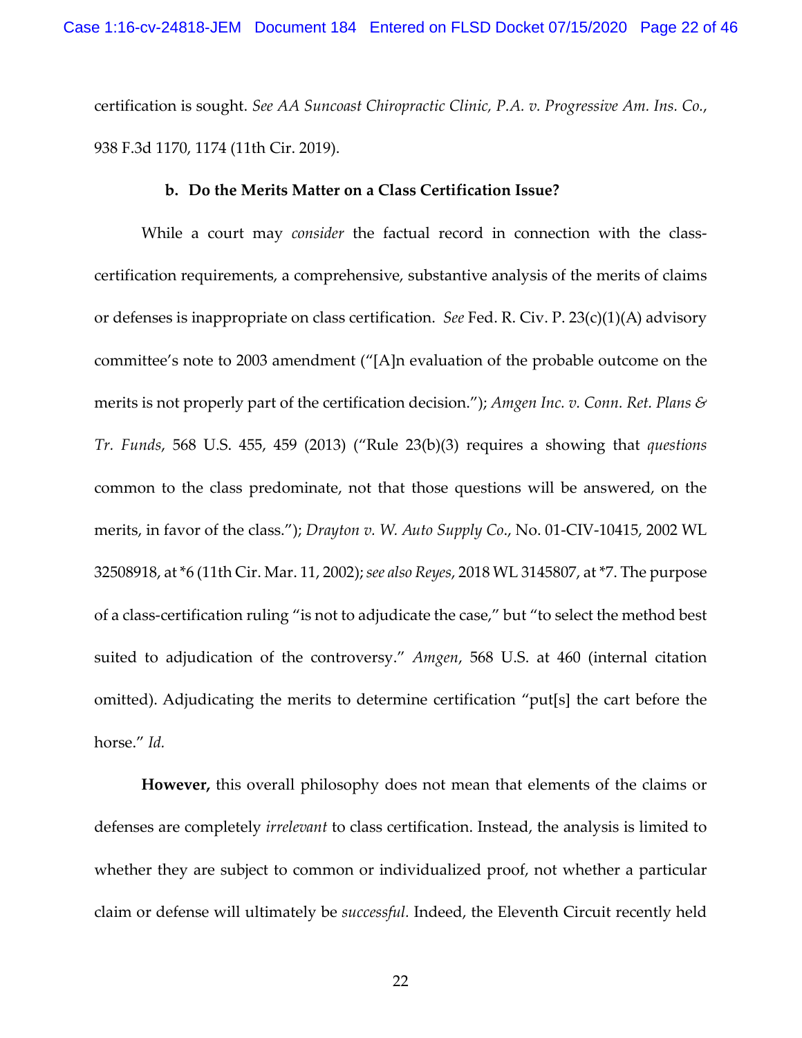certification is sought. *See AA Suncoast Chiropractic Clinic, P.A. v. Progressive Am. Ins. Co.*, 938 F.3d 1170, 1174 (11th Cir. 2019).

**b. Do the Merits Matter on a Class Certification Issue?**

While a court may *consider* the factual record in connection with the class-certification requirements, a comprehensive, substantive analysis of the merits of claims or defenses is inappropriate on class certification. *See* Fed. R. Civ. P. 23(c)(1)(A) advisory committee's note to 2003 amendment ("[A]n evaluation of the probable outcome on the merits is not properly part of the certification decision."); *Amgen Inc. v. Conn. Ret. Plans & Tr. Funds*, 568 U.S. 455, 459 (2013) ("Rule 23(b)(3) requires a showing that *questions* common to the class predominate, not that those questions will be answered, on the merits, in favor of the class."); *Drayton v. W. Auto Supply Co.*, No. 01-CIV-10415, 2002 WL 32508918, at *6 (11th Cir. Mar. 11, 2002); *see also Reyes*, 2018 WL 3145807, at *7. The purpose of a class-certification ruling "is not to adjudicate the case," but "to select the method best suited to adjudication of the controversy." *Amgen*, 568 U.S. at 460 (internal citation omitted). Adjudicating the merits to determine certification "put[s] the cart before the horse." *Id.*

**However,** this overall philosophy does not mean that elements of the claims or defenses are completely *irrelevant* to class certification. Instead, the analysis is limited to whether they are subject to common or individualized proof, not whether a particular claim or defense will ultimately be *successful.* Indeed, the Eleventh Circuit recently held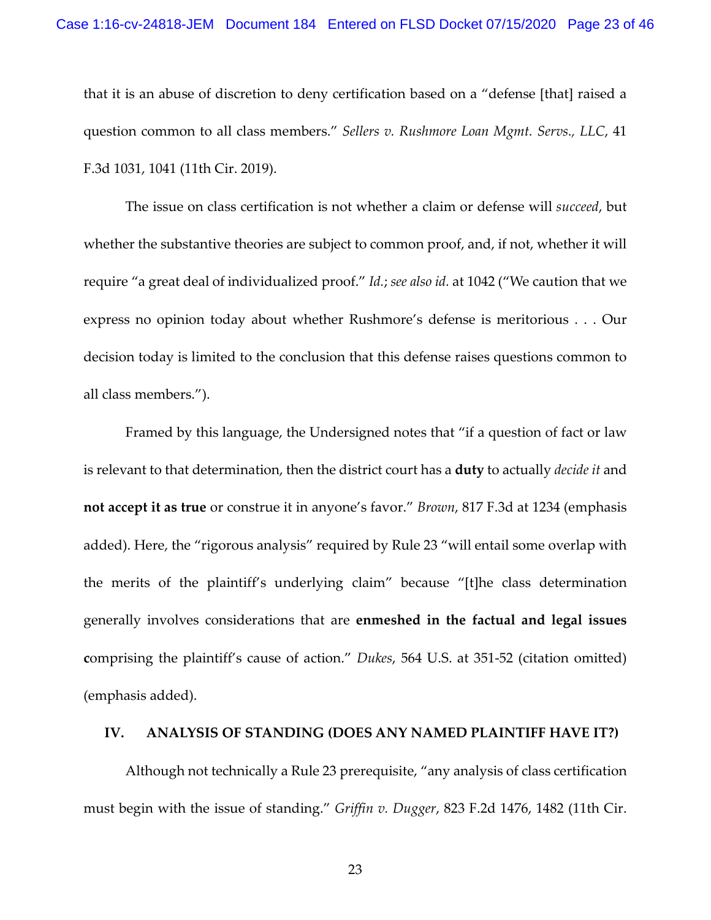that it is an abuse of discretion to deny certification based on a "defense [that] raised a question common to all class members." *Sellers v. Rushmore Loan Mgmt. Servs., LLC*, 41 F.3d 1031, 1041 (11th Cir. 2019).

The issue on class certification is not whether a claim or defense will *succeed*, but whether the substantive theories are subject to common proof, and, if not, whether it will require "a great deal of individualized proof." *Id.*; *see also id.* at 1042 ("We caution that we express no opinion today about whether Rushmore's defense is meritorious . . . Our decision today is limited to the conclusion that this defense raises questions common to all class members.").

Framed by this language, the Undersigned notes that "if a question of fact or law is relevant to that determination, then the district court has a **duty** to actually *decide it* and **not accept it as true** or construe it in anyone's favor." *Brown*, 817 F.3d at 1234 (emphasis added). Here, the "rigorous analysis" required by Rule 23 "will entail some overlap with the merits of the plaintiff's underlying claim" because "[t]he class determination generally involves considerations that are **enmeshed in the factual and legal issues c**omprising the plaintiff's cause of action." *Dukes*, 564 U.S. at 351-52 (citation omitted) (emphasis added).

## IV. ANALYSIS OF STANDING (DOES ANY NAMED PLAINTIFF HAVE IT?)

Although not technically a Rule 23 prerequisite, "any analysis of class certification must begin with the issue of standing." *Griffin v. Dugger*, 823 F.2d 1476, 1482 (11th Cir.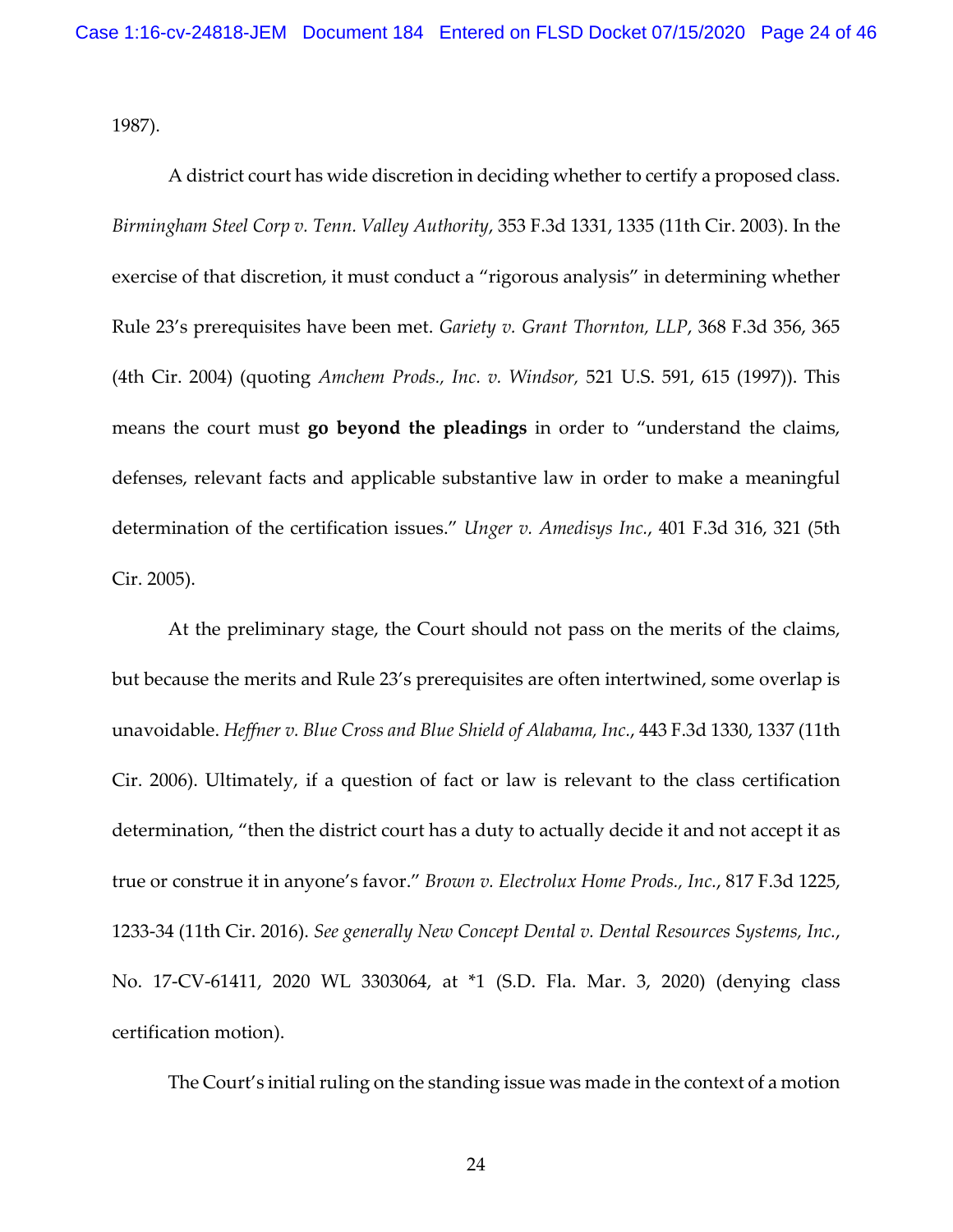1987).

A district court has wide discretion in deciding whether to certify a proposed class. *Birmingham Steel Corp v. Tenn. Valley Authority*, 353 F.3d 1331, 1335 (11th Cir. 2003). In the exercise of that discretion, it must conduct a "rigorous analysis" in determining whether Rule 23's prerequisites have been met. *Gariety v. Grant Thornton, LLP*, 368 F.3d 356, 365 (4th Cir. 2004) (quoting *Amchem Prods., Inc. v. Windsor,* 521 U.S. 591, 615 (1997)). This means the court must **go beyond the pleadings** in order to "understand the claims, defenses, relevant facts and applicable substantive law in order to make a meaningful determination of the certification issues." *Unger v. Amedisys Inc.*, 401 F.3d 316, 321 (5th Cir. 2005).

At the preliminary stage, the Court should not pass on the merits of the claims, but because the merits and Rule 23's prerequisites are often intertwined, some overlap is unavoidable. *Heffner v. Blue Cross and Blue Shield of Alabama, Inc.*, 443 F.3d 1330, 1337 (11th Cir. 2006). Ultimately, if a question of fact or law is relevant to the class certification determination, "then the district court has a duty to actually decide it and not accept it as true or construe it in anyone's favor." *Brown v. Electrolux Home Prods., Inc.*, 817 F.3d 1225, 1233-34 (11th Cir. 2016). *See generally New Concept Dental v. Dental Resources Systems, Inc.*, No. 17-CV-61411, 2020 WL 3303064, at *1 (S.D. Fla. Mar. 3, 2020) (denying class certification motion).

The Court's initial ruling on the standing issue was made in the context of a motion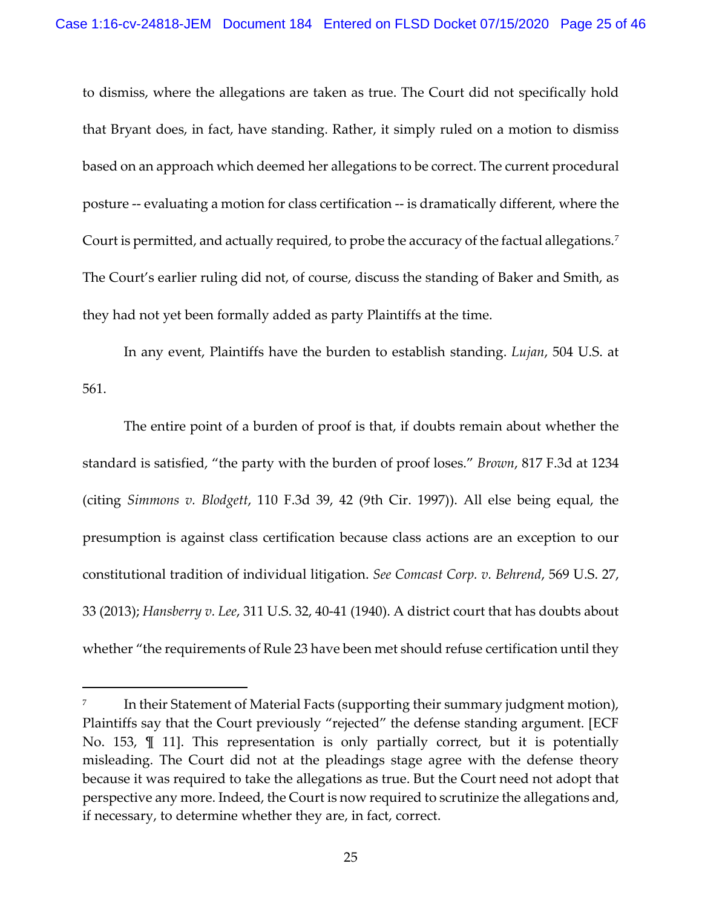to dismiss, where the allegations are taken as true. The Court did not specifically hold that Bryant does, in fact, have standing. Rather, it simply ruled on a motion to dismiss based on an approach which deemed her allegations to be correct. The current procedural posture -- evaluating a motion for class certification -- is dramatically different, where the Court is permitted, and actually required, to probe the accuracy of the factual allegations.[7] The Court's earlier ruling did not, of course, discuss the standing of Baker and Smith, as they had not yet been formally added as party Plaintiffs at the time.

In any event, Plaintiffs have the burden to establish standing. *Lujan*, 504 U.S. at 561.

The entire point of a burden of proof is that, if doubts remain about whether the standard is satisfied, "the party with the burden of proof loses." *Brown*, 817 F.3d at 1234 (citing *Simmons v. Blodgett*, 110 F.3d 39, 42 (9th Cir. 1997)). All else being equal, the presumption is against class certification because class actions are an exception to our constitutional tradition of individual litigation. *See Comcast Corp. v. Behrend*, 569 U.S. 27, 33 (2013); *Hansberry v. Lee*, 311 U.S. 32, 40-41 (1940). A district court that has doubts about whether "the requirements of Rule 23 have been met should refuse certification until they

---

[7] In their Statement of Material Facts (supporting their summary judgment motion), Plaintiffs say that the Court previously "rejected" the defense standing argument. [ECF No. 153, ¶ 11]. This representation is only partially correct, but it is potentially misleading. The Court did not at the pleadings stage agree with the defense theory because it was required to take the allegations as true. But the Court need not adopt that perspective any more. Indeed, the Court is now required to scrutinize the allegations and, if necessary, to determine whether they are, in fact, correct.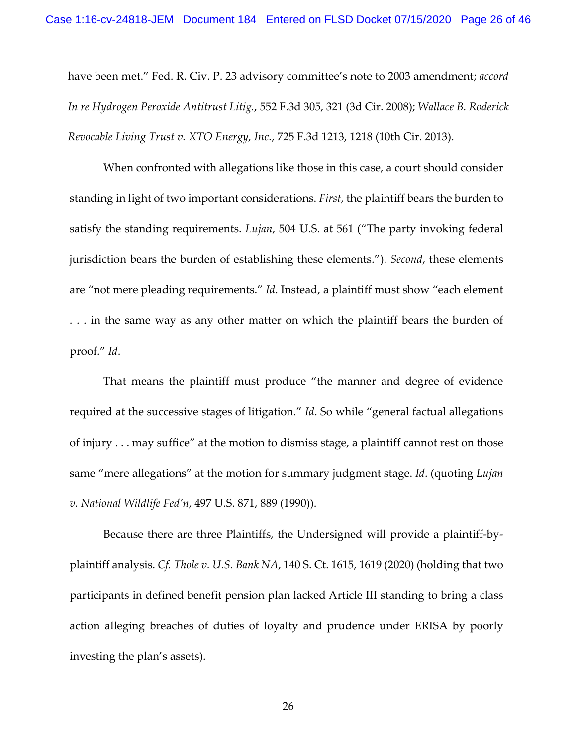have been met." Fed. R. Civ. P. 23 advisory committee's note to 2003 amendment; *accord In re Hydrogen Peroxide Antitrust Litig.*, 552 F.3d 305, 321 (3d Cir. 2008); *Wallace B. Roderick Revocable Living Trust v. XTO Energy, Inc.*, 725 F.3d 1213, 1218 (10th Cir. 2013).

When confronted with allegations like those in this case, a court should consider standing in light of two important considerations. *First*, the plaintiff bears the burden to satisfy the standing requirements. *Lujan*, 504 U.S. at 561 ("The party invoking federal jurisdiction bears the burden of establishing these elements."). *Second*, these elements are "not mere pleading requirements." *Id*. Instead, a plaintiff must show "each element . . . in the same way as any other matter on which the plaintiff bears the burden of proof." *Id*.

That means the plaintiff must produce "the manner and degree of evidence required at the successive stages of litigation." *Id*. So while "general factual allegations of injury . . . may suffice" at the motion to dismiss stage, a plaintiff cannot rest on those same "mere allegations" at the motion for summary judgment stage. *Id*. (quoting *Lujan v. National Wildlife Fed'n*, 497 U.S. 871, 889 (1990)).

Because there are three Plaintiffs, the Undersigned will provide a plaintiff-by-plaintiff analysis. *Cf. Thole v. U.S. Bank NA*, 140 S. Ct. 1615, 1619 (2020) (holding that two participants in defined benefit pension plan lacked Article III standing to bring a class action alleging breaches of duties of loyalty and prudence under ERISA by poorly investing the plan's assets).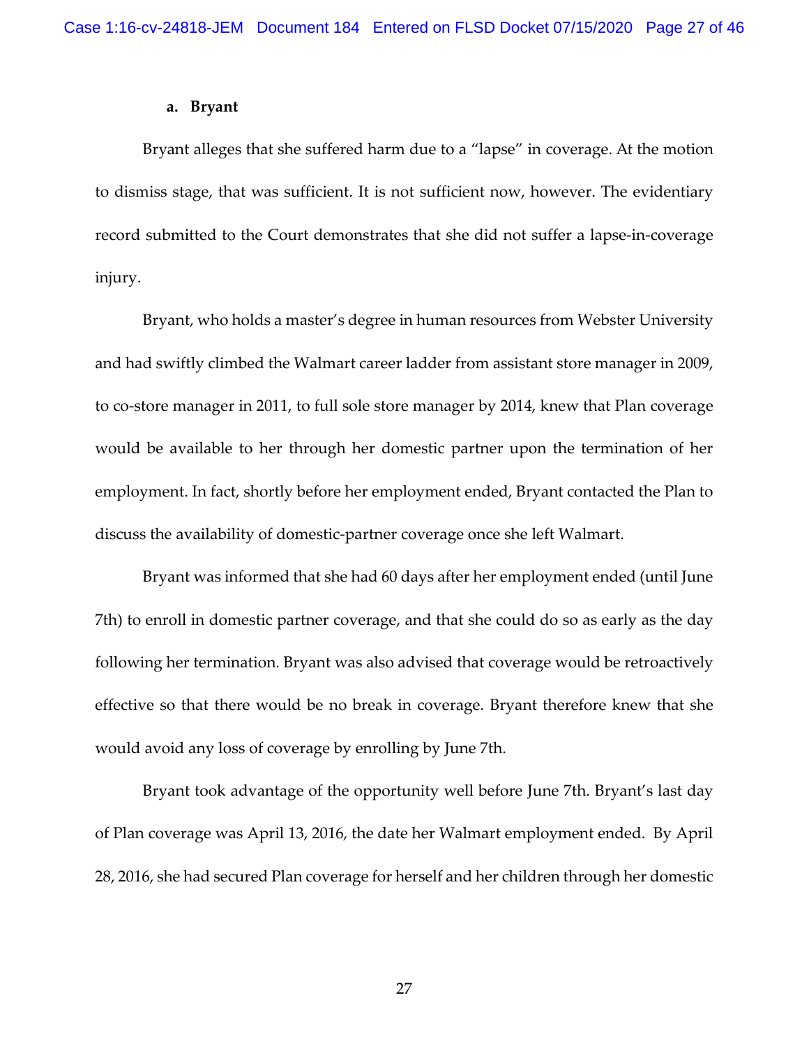**a. Bryant**

Bryant alleges that she suffered harm due to a "lapse" in coverage. At the motion to dismiss stage, that was sufficient. It is not sufficient now, however. The evidentiary record submitted to the Court demonstrates that she did not suffer a lapse-in-coverage injury.

Bryant, who holds a master's degree in human resources from Webster University and had swiftly climbed the Walmart career ladder from assistant store manager in 2009, to co-store manager in 2011, to full sole store manager by 2014, knew that Plan coverage would be available to her through her domestic partner upon the termination of her employment. In fact, shortly before her employment ended, Bryant contacted the Plan to discuss the availability of domestic-partner coverage once she left Walmart.

Bryant was informed that she had 60 days after her employment ended (until June 7th) to enroll in domestic partner coverage, and that she could do so as early as the day following her termination. Bryant was also advised that coverage would be retroactively effective so that there would be no break in coverage. Bryant therefore knew that she would avoid any loss of coverage by enrolling by June 7th.

Bryant took advantage of the opportunity well before June 7th. Bryant's last day of Plan coverage was April 13, 2016, the date her Walmart employment ended. By April 28, 2016, she had secured Plan coverage for herself and her children through her domestic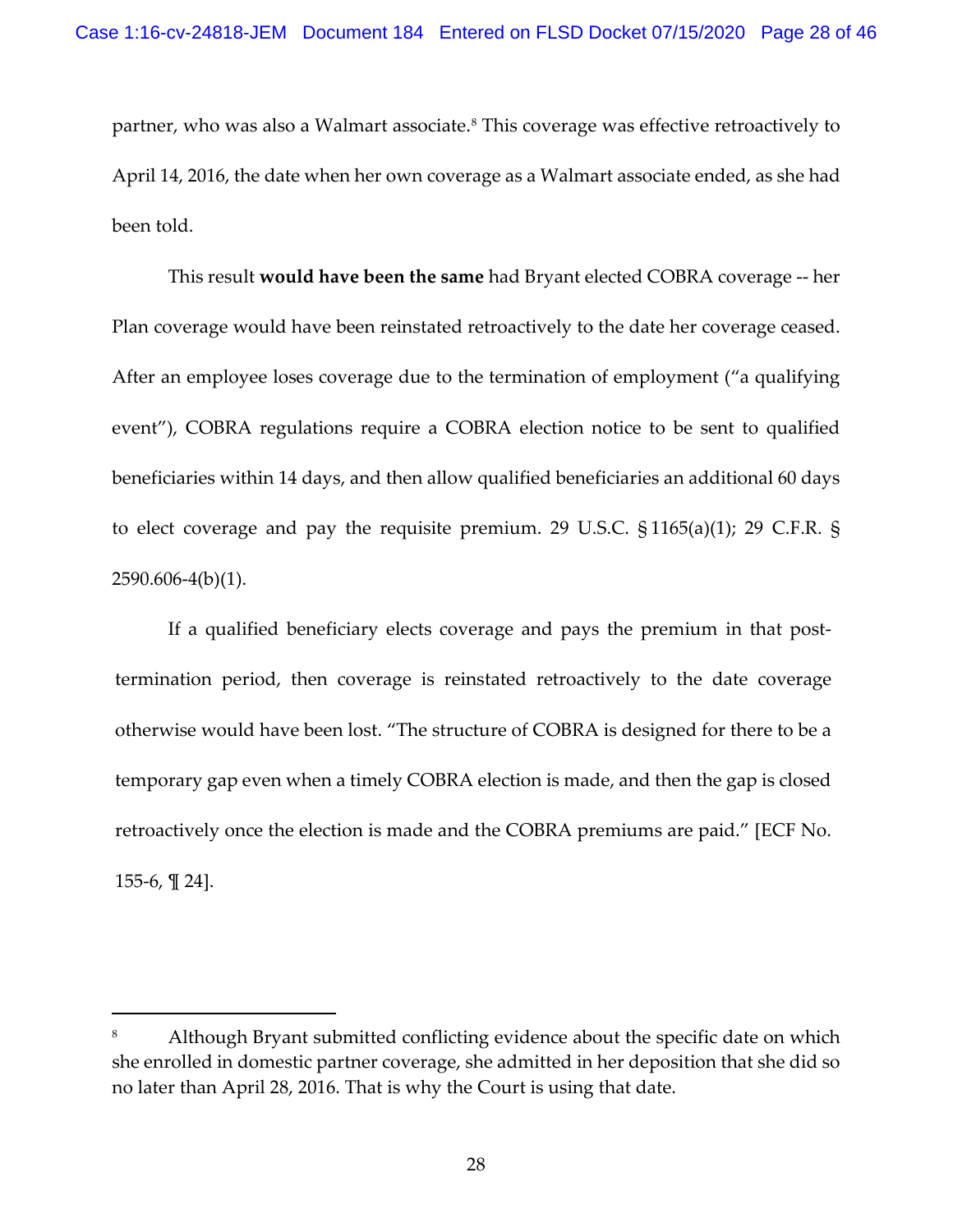partner, who was also a Walmart associate.[8] This coverage was effective retroactively to April 14, 2016, the date when her own coverage as a Walmart associate ended, as she had been told.

This result **would have been the same** had Bryant elected COBRA coverage -- her Plan coverage would have been reinstated retroactively to the date her coverage ceased. After an employee loses coverage due to the termination of employment ("a qualifying event"), COBRA regulations require a COBRA election notice to be sent to qualified beneficiaries within 14 days, and then allow qualified beneficiaries an additional 60 days to elect coverage and pay the requisite premium. 29 U.S.C. § 1165(a)(1); 29 C.F.R. § 2590.606-4(b)(1).

If a qualified beneficiary elects coverage and pays the premium in that post-termination period, then coverage is reinstated retroactively to the date coverage otherwise would have been lost. "The structure of COBRA is designed for there to be a temporary gap even when a timely COBRA election is made, and then the gap is closed retroactively once the election is made and the COBRA premiums are paid." [ECF No. 155-6, ¶ 24].

---

[8] Although Bryant submitted conflicting evidence about the specific date on which she enrolled in domestic partner coverage, she admitted in her deposition that she did so no later than April 28, 2016. That is why the Court is using that date.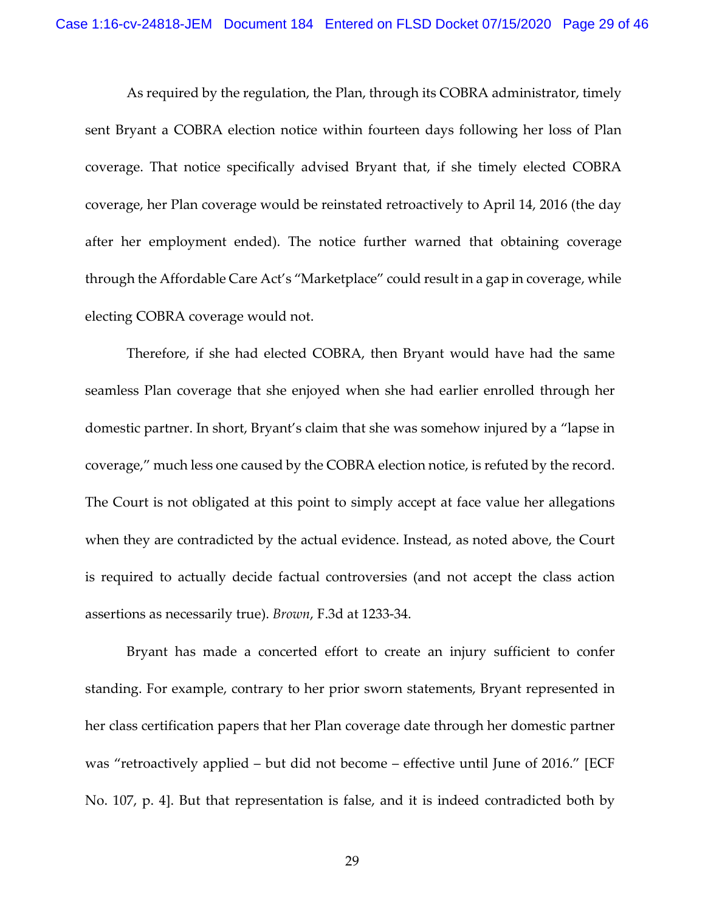As required by the regulation, the Plan, through its COBRA administrator, timely sent Bryant a COBRA election notice within fourteen days following her loss of Plan coverage. That notice specifically advised Bryant that, if she timely elected COBRA coverage, her Plan coverage would be reinstated retroactively to April 14, 2016 (the day after her employment ended). The notice further warned that obtaining coverage through the Affordable Care Act's "Marketplace" could result in a gap in coverage, while electing COBRA coverage would not.

Therefore, if she had elected COBRA, then Bryant would have had the same seamless Plan coverage that she enjoyed when she had earlier enrolled through her domestic partner. In short, Bryant's claim that she was somehow injured by a "lapse in coverage," much less one caused by the COBRA election notice, is refuted by the record. The Court is not obligated at this point to simply accept at face value her allegations when they are contradicted by the actual evidence. Instead, as noted above, the Court is required to actually decide factual controversies (and not accept the class action assertions as necessarily true). *Brown*, F.3d at 1233-34.

Bryant has made a concerted effort to create an injury sufficient to confer standing. For example, contrary to her prior sworn statements, Bryant represented in her class certification papers that her Plan coverage date through her domestic partner was "retroactively applied – but did not become – effective until June of 2016." [ECF No. 107, p. 4]. But that representation is false, and it is indeed contradicted both by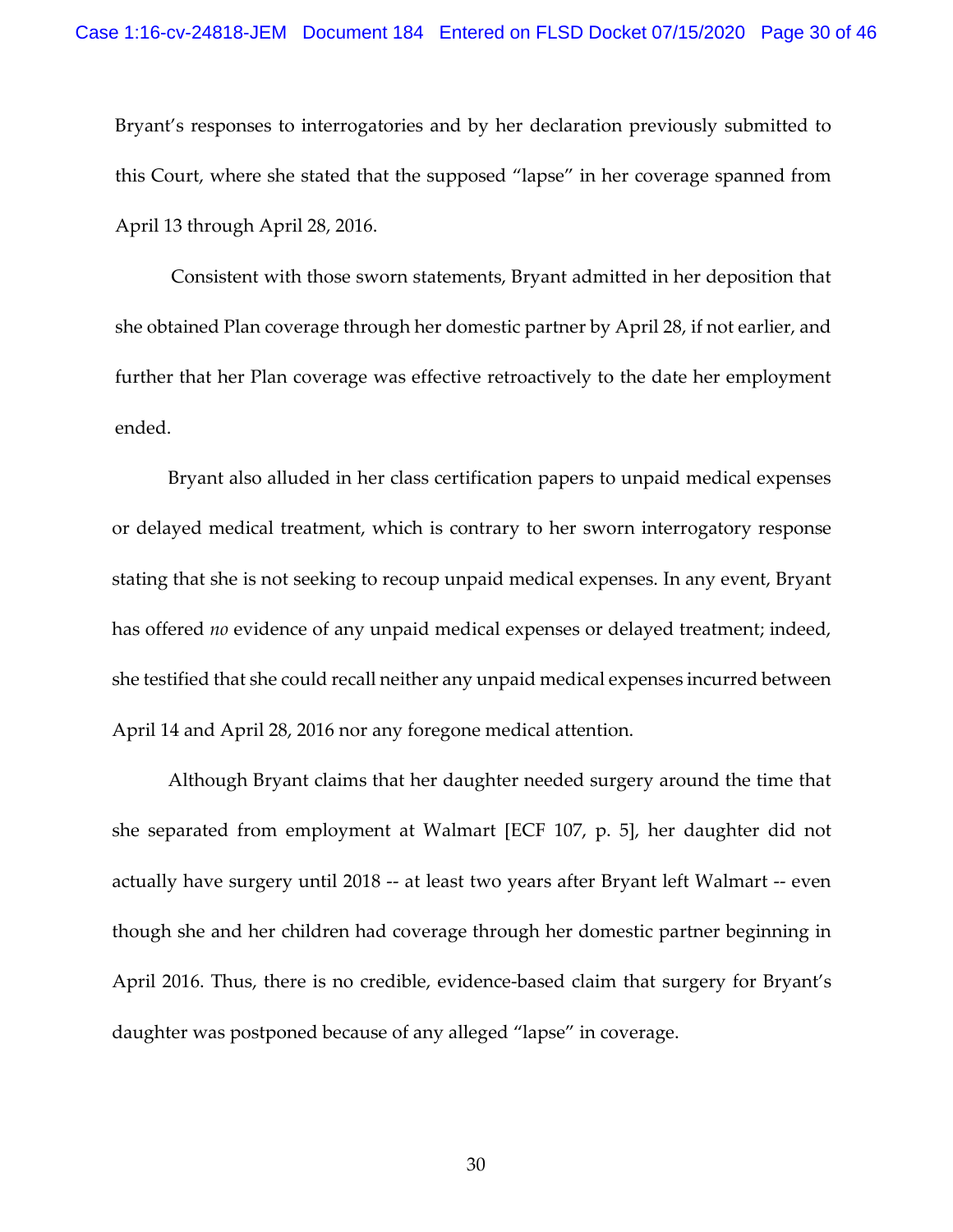Bryant's responses to interrogatories and by her declaration previously submitted to this Court, where she stated that the supposed "lapse" in her coverage spanned from April 13 through April 28, 2016.

Consistent with those sworn statements, Bryant admitted in her deposition that she obtained Plan coverage through her domestic partner by April 28, if not earlier, and further that her Plan coverage was effective retroactively to the date her employment ended.

Bryant also alluded in her class certification papers to unpaid medical expenses or delayed medical treatment, which is contrary to her sworn interrogatory response stating that she is not seeking to recoup unpaid medical expenses. In any event, Bryant has offered *no* evidence of any unpaid medical expenses or delayed treatment; indeed, she testified that she could recall neither any unpaid medical expenses incurred between April 14 and April 28, 2016 nor any foregone medical attention.

Although Bryant claims that her daughter needed surgery around the time that she separated from employment at Walmart [ECF 107, p. 5], her daughter did not actually have surgery until 2018 -- at least two years after Bryant left Walmart -- even though she and her children had coverage through her domestic partner beginning in April 2016. Thus, there is no credible, evidence-based claim that surgery for Bryant's daughter was postponed because of any alleged "lapse" in coverage.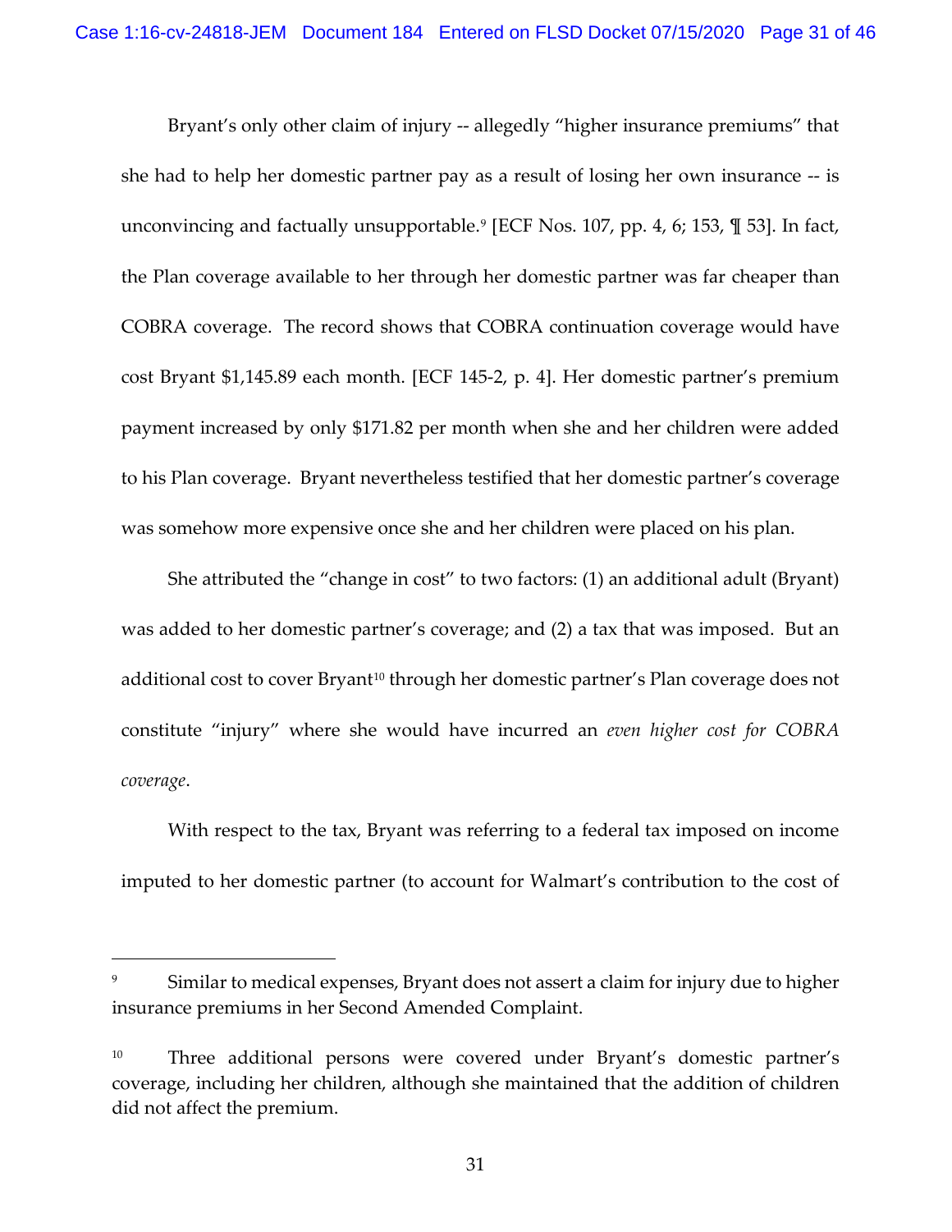Bryant's only other claim of injury -- allegedly "higher insurance premiums" that she had to help her domestic partner pay as a result of losing her own insurance -- is unconvincing and factually unsupportable.[9] [ECF Nos. 107, pp. 4, 6; 153, ¶ 53]. In fact, the Plan coverage available to her through her domestic partner was far cheaper than COBRA coverage. The record shows that COBRA continuation coverage would have cost Bryant $1,145.89 each month. [ECF 145-2, p. 4]. Her domestic partner's premium payment increased by only $171.82 per month when she and her children were added to his Plan coverage. Bryant nevertheless testified that her domestic partner's coverage was somehow more expensive once she and her children were placed on his plan.

She attributed the "change in cost" to two factors: (1) an additional adult (Bryant) was added to her domestic partner's coverage; and (2) a tax that was imposed. But an additional cost to cover Bryant[10] through her domestic partner's Plan coverage does not constitute "injury" where she would have incurred an *even higher cost for COBRA coverage*.

With respect to the tax, Bryant was referring to a federal tax imposed on income imputed to her domestic partner (to account for Walmart's contribution to the cost of

---

[9] Similar to medical expenses, Bryant does not assert a claim for injury due to higher insurance premiums in her Second Amended Complaint.

[10] Three additional persons were covered under Bryant's domestic partner's coverage, including her children, although she maintained that the addition of children did not affect the premium.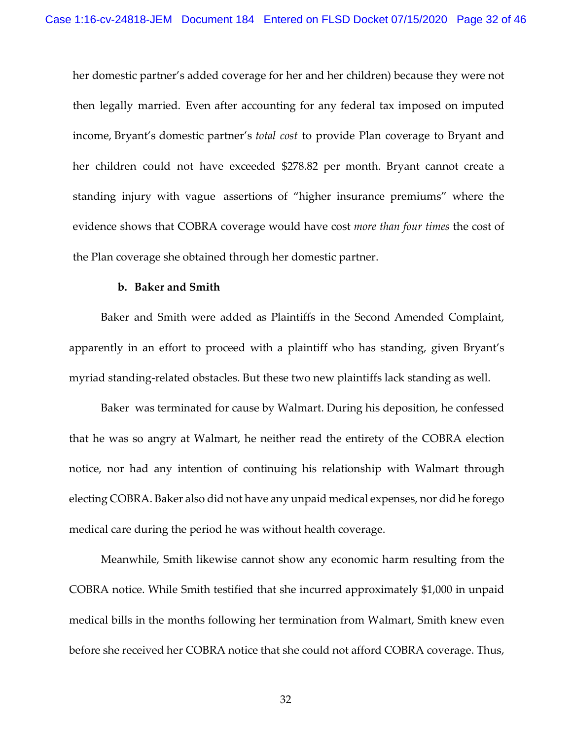her domestic partner's added coverage for her and her children) because they were not then legally married. Even after accounting for any federal tax imposed on imputed income, Bryant's domestic partner's *total cost* to provide Plan coverage to Bryant and her children could not have exceeded $278.82 per month. Bryant cannot create a standing injury with vague assertions of "higher insurance premiums" where the evidence shows that COBRA coverage would have cost *more than four times* the cost of the Plan coverage she obtained through her domestic partner.

**b. Baker and Smith**

Baker and Smith were added as Plaintiffs in the Second Amended Complaint, apparently in an effort to proceed with a plaintiff who has standing, given Bryant's myriad standing-related obstacles. But these two new plaintiffs lack standing as well.

Baker was terminated for cause by Walmart. During his deposition, he confessed that he was so angry at Walmart, he neither read the entirety of the COBRA election notice, nor had any intention of continuing his relationship with Walmart through electing COBRA. Baker also did not have any unpaid medical expenses, nor did he forego medical care during the period he was without health coverage.

Meanwhile, Smith likewise cannot show any economic harm resulting from the COBRA notice. While Smith testified that she incurred approximately $1,000 in unpaid medical bills in the months following her termination from Walmart, Smith knew even before she received her COBRA notice that she could not afford COBRA coverage. Thus,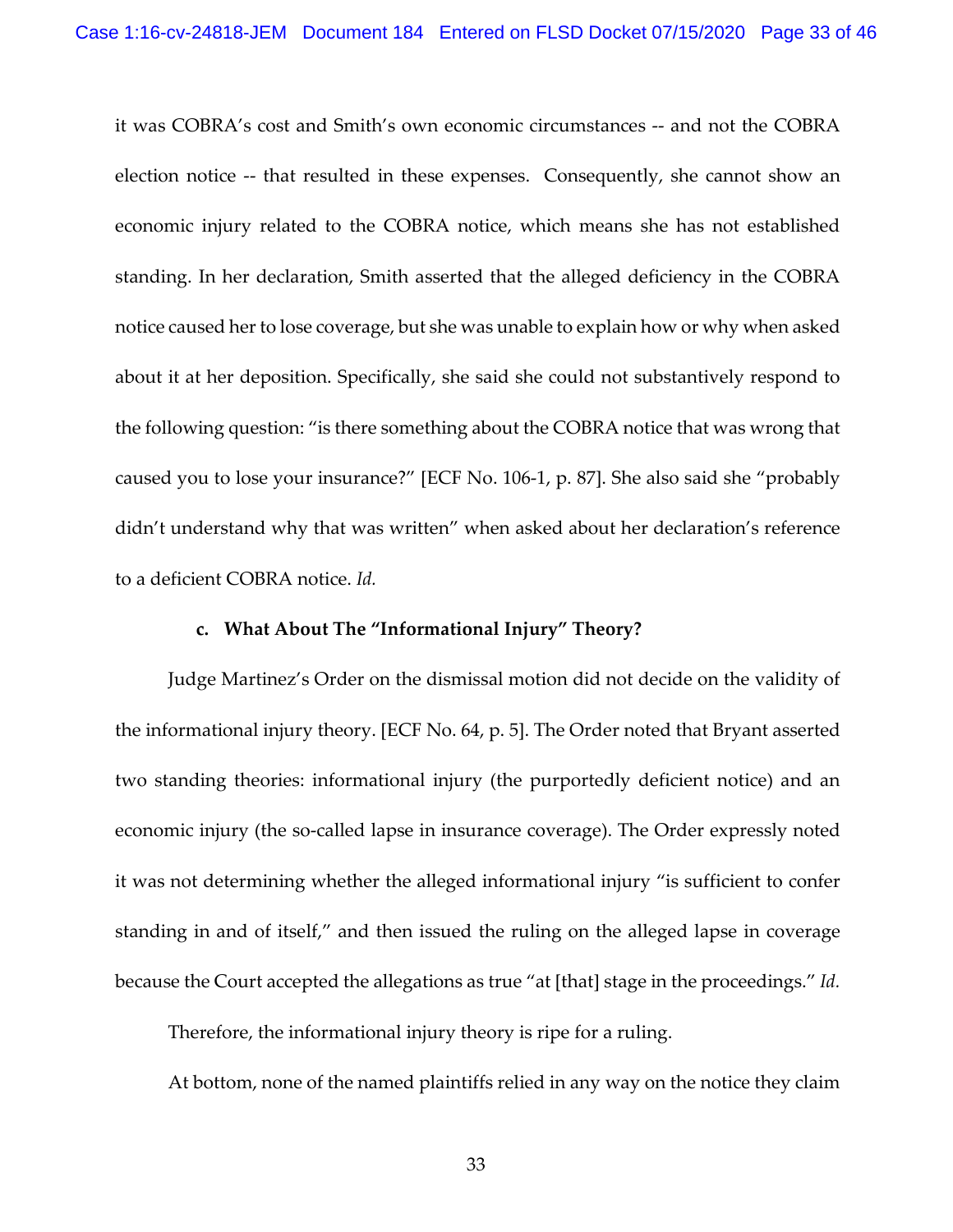it was COBRA's cost and Smith's own economic circumstances -- and not the COBRA election notice -- that resulted in these expenses. Consequently, she cannot show an economic injury related to the COBRA notice, which means she has not established standing. In her declaration, Smith asserted that the alleged deficiency in the COBRA notice caused her to lose coverage, but she was unable to explain how or why when asked about it at her deposition. Specifically, she said she could not substantively respond to the following question: "is there something about the COBRA notice that was wrong that caused you to lose your insurance?" [ECF No. 106-1, p. 87]. She also said she "probably didn't understand why that was written" when asked about her declaration's reference to a deficient COBRA notice. *Id.*

**c. What About The "Informational Injury" Theory?**

Judge Martinez's Order on the dismissal motion did not decide on the validity of the informational injury theory. [ECF No. 64, p. 5]. The Order noted that Bryant asserted two standing theories: informational injury (the purportedly deficient notice) and an economic injury (the so-called lapse in insurance coverage). The Order expressly noted it was not determining whether the alleged informational injury "is sufficient to confer standing in and of itself," and then issued the ruling on the alleged lapse in coverage because the Court accepted the allegations as true "at [that] stage in the proceedings." *Id.*

Therefore, the informational injury theory is ripe for a ruling.

At bottom, none of the named plaintiffs relied in any way on the notice they claim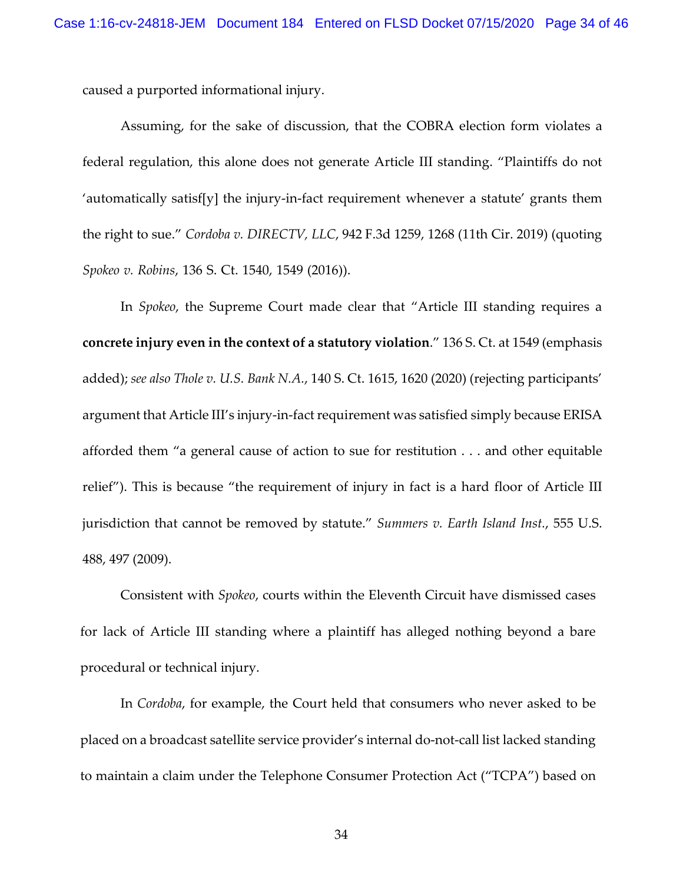caused a purported informational injury.

Assuming, for the sake of discussion, that the COBRA election form violates a federal regulation, this alone does not generate Article III standing. "Plaintiffs do not 'automatically satisf[y] the injury-in-fact requirement whenever a statute' grants them the right to sue." *Cordoba v. DIRECTV, LLC*, 942 F.3d 1259, 1268 (11th Cir. 2019) (quoting *Spokeo v. Robins*, 136 S. Ct. 1540, 1549 (2016)).

In *Spokeo*, the Supreme Court made clear that "Article III standing requires a **concrete injury even in the context of a statutory violation**." 136 S. Ct. at 1549 (emphasis added); *see also Thole v. U.S. Bank N.A.*, 140 S. Ct. 1615, 1620 (2020) (rejecting participants' argument that Article III's injury-in-fact requirement was satisfied simply because ERISA afforded them "a general cause of action to sue for restitution . . . and other equitable relief"). This is because "the requirement of injury in fact is a hard floor of Article III jurisdiction that cannot be removed by statute." *Summers v. Earth Island Inst.*, 555 U.S. 488, 497 (2009).

Consistent with *Spokeo*, courts within the Eleventh Circuit have dismissed cases for lack of Article III standing where a plaintiff has alleged nothing beyond a bare procedural or technical injury.

In *Cordoba*, for example, the Court held that consumers who never asked to be placed on a broadcast satellite service provider's internal do-not-call list lacked standing to maintain a claim under the Telephone Consumer Protection Act ("TCPA") based on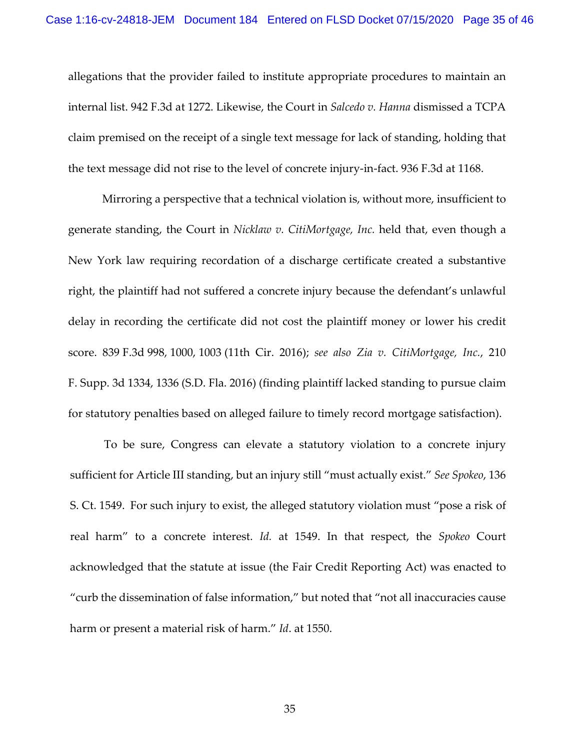allegations that the provider failed to institute appropriate procedures to maintain an internal list. 942 F.3d at 1272. Likewise, the Court in *Salcedo v. Hanna* dismissed a TCPA claim premised on the receipt of a single text message for lack of standing, holding that the text message did not rise to the level of concrete injury-in-fact. 936 F.3d at 1168.

Mirroring a perspective that a technical violation is, without more, insufficient to generate standing, the Court in *Nicklaw v. CitiMortgage, Inc.* held that, even though a New York law requiring recordation of a discharge certificate created a substantive right, the plaintiff had not suffered a concrete injury because the defendant's unlawful delay in recording the certificate did not cost the plaintiff money or lower his credit score. 839 F.3d 998, 1000, 1003 (11th Cir. 2016); *see also Zia v. CitiMortgage, Inc.*, 210 F. Supp. 3d 1334, 1336 (S.D. Fla. 2016) (finding plaintiff lacked standing to pursue claim for statutory penalties based on alleged failure to timely record mortgage satisfaction).

To be sure, Congress can elevate a statutory violation to a concrete injury sufficient for Article III standing, but an injury still "must actually exist." *See Spokeo*, 136 S. Ct. 1549. For such injury to exist, the alleged statutory violation must "pose a risk of real harm" to a concrete interest. *Id.* at 1549. In that respect, the *Spokeo* Court acknowledged that the statute at issue (the Fair Credit Reporting Act) was enacted to "curb the dissemination of false information," but noted that "not all inaccuracies cause harm or present a material risk of harm." *Id*. at 1550.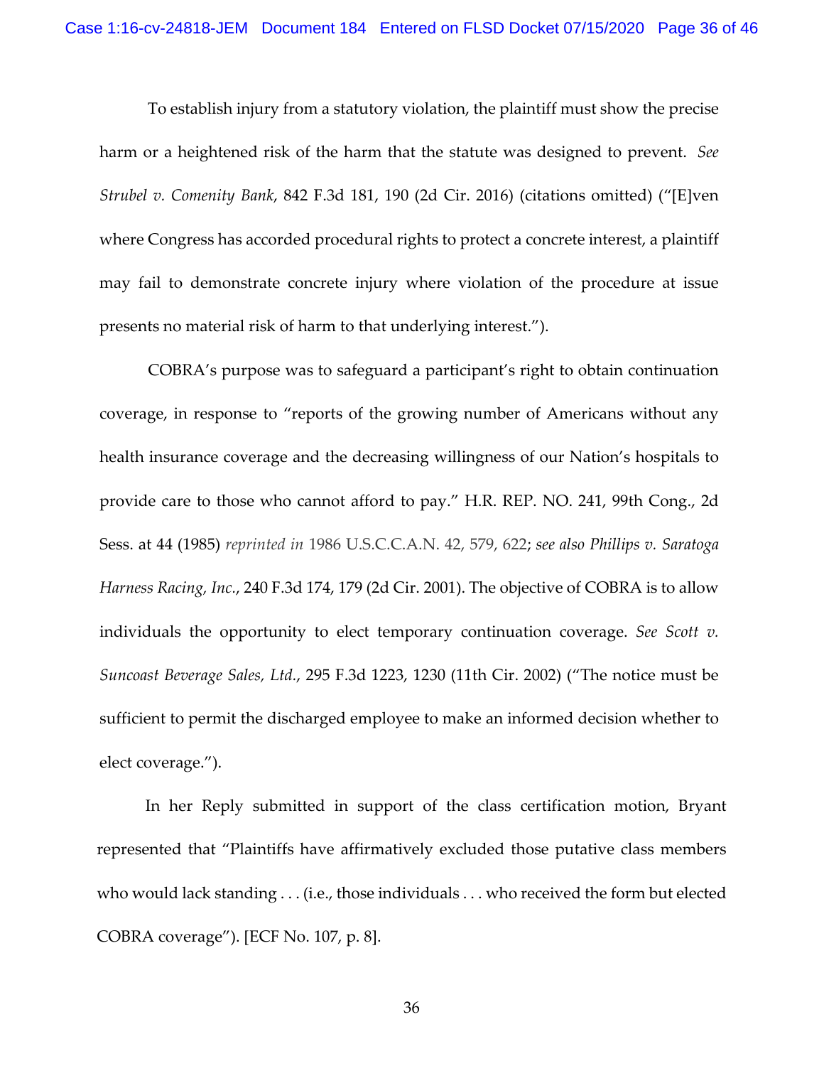To establish injury from a statutory violation, the plaintiff must show the precise harm or a heightened risk of the harm that the statute was designed to prevent. *See Strubel v. Comenity Bank*, 842 F.3d 181, 190 (2d Cir. 2016) (citations omitted) ("[E]ven where Congress has accorded procedural rights to protect a concrete interest, a plaintiff may fail to demonstrate concrete injury where violation of the procedure at issue presents no material risk of harm to that underlying interest.").

COBRA's purpose was to safeguard a participant's right to obtain continuation coverage, in response to "reports of the growing number of Americans without any health insurance coverage and the decreasing willingness of our Nation's hospitals to provide care to those who cannot afford to pay." H.R. REP. NO. 241, 99th Cong., 2d Sess. at 44 (1985) *reprinted in* 1986 U.S.C.C.A.N. 42, 579, 622; *see also Phillips v. Saratoga Harness Racing, Inc.*, 240 F.3d 174, 179 (2d Cir. 2001). The objective of COBRA is to allow individuals the opportunity to elect temporary continuation coverage. *See Scott v. Suncoast Beverage Sales, Ltd.*, 295 F.3d 1223, 1230 (11th Cir. 2002) ("The notice must be sufficient to permit the discharged employee to make an informed decision whether to elect coverage.").

In her Reply submitted in support of the class certification motion, Bryant represented that "Plaintiffs have affirmatively excluded those putative class members who would lack standing . . . (i.e., those individuals . . . who received the form but elected COBRA coverage"). [ECF No. 107, p. 8].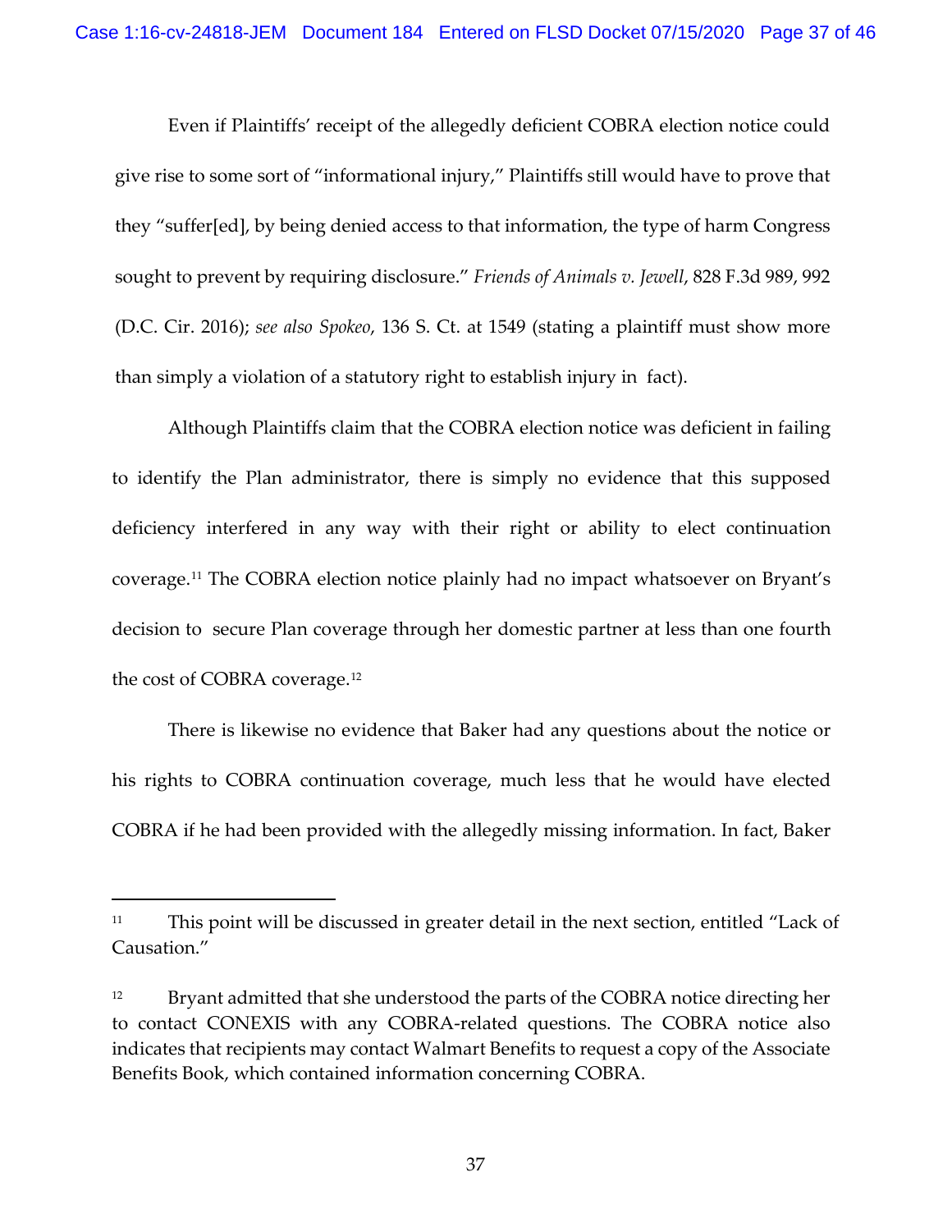Even if Plaintiffs' receipt of the allegedly deficient COBRA election notice could give rise to some sort of "informational injury," Plaintiffs still would have to prove that they "suffer[ed], by being denied access to that information, the type of harm Congress sought to prevent by requiring disclosure." *Friends of Animals v. Jewell*, 828 F.3d 989, 992 (D.C. Cir. 2016); *see also Spokeo*, 136 S. Ct. at 1549 (stating a plaintiff must show more than simply a violation of a statutory right to establish injury in fact).

Although Plaintiffs claim that the COBRA election notice was deficient in failing to identify the Plan administrator, there is simply no evidence that this supposed deficiency interfered in any way with their right or ability to elect continuation coverage.[11] The COBRA election notice plainly had no impact whatsoever on Bryant's decision to secure Plan coverage through her domestic partner at less than one fourth the cost of COBRA coverage.[12]

There is likewise no evidence that Baker had any questions about the notice or his rights to COBRA continuation coverage, much less that he would have elected COBRA if he had been provided with the allegedly missing information. In fact, Baker

---

[11] This point will be discussed in greater detail in the next section, entitled "Lack of Causation."

[12] Bryant admitted that she understood the parts of the COBRA notice directing her to contact CONEXIS with any COBRA-related questions. The COBRA notice also indicates that recipients may contact Walmart Benefits to request a copy of the Associate Benefits Book, which contained information concerning COBRA.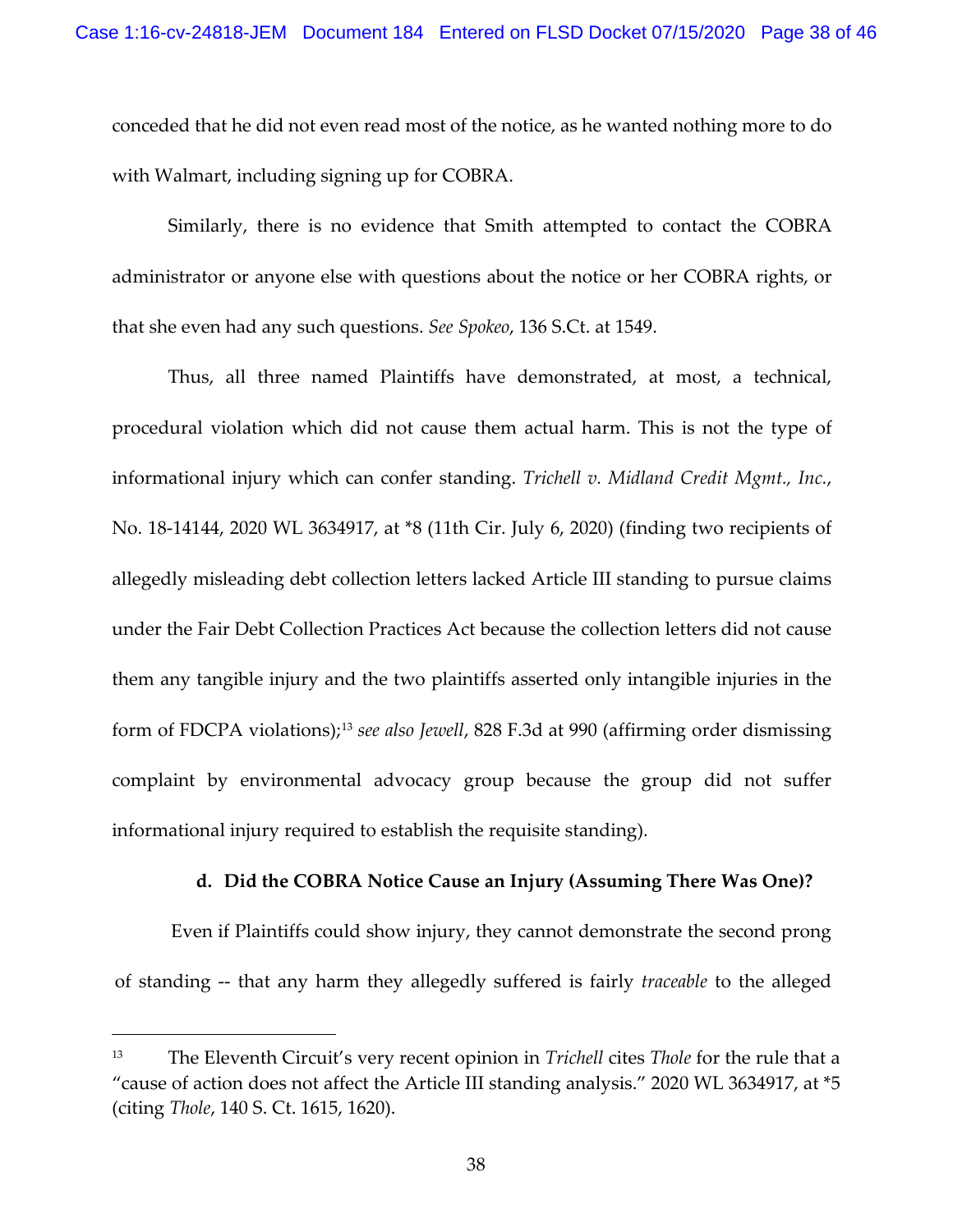conceded that he did not even read most of the notice, as he wanted nothing more to do with Walmart, including signing up for COBRA.

Similarly, there is no evidence that Smith attempted to contact the COBRA administrator or anyone else with questions about the notice or her COBRA rights, or that she even had any such questions. *See Spokeo*, 136 S.Ct. at 1549.

Thus, all three named Plaintiffs have demonstrated, at most, a technical, procedural violation which did not cause them actual harm. This is not the type of informational injury which can confer standing. *Trichell v. Midland Credit Mgmt., Inc.*, No. 18-14144, 2020 WL 3634917, at *8 (11th Cir. July 6, 2020) (finding two recipients of allegedly misleading debt collection letters lacked Article III standing to pursue claims under the Fair Debt Collection Practices Act because the collection letters did not cause them any tangible injury and the two plaintiffs asserted only intangible injuries in the form of FDCPA violations);[13] *see also Jewell*, 828 F.3d at 990 (affirming order dismissing complaint by environmental advocacy group because the group did not suffer informational injury required to establish the requisite standing).

**d. Did the COBRA Notice Cause an Injury (Assuming There Was One)?**

Even if Plaintiffs could show injury, they cannot demonstrate the second prong of standing -- that any harm they allegedly suffered is fairly *traceable* to the alleged

---

[13] The Eleventh Circuit's very recent opinion in *Trichell* cites *Thole* for the rule that a "cause of action does not affect the Article III standing analysis." 2020 WL 3634917, at *5 (citing *Thole*, 140 S. Ct. 1615, 1620).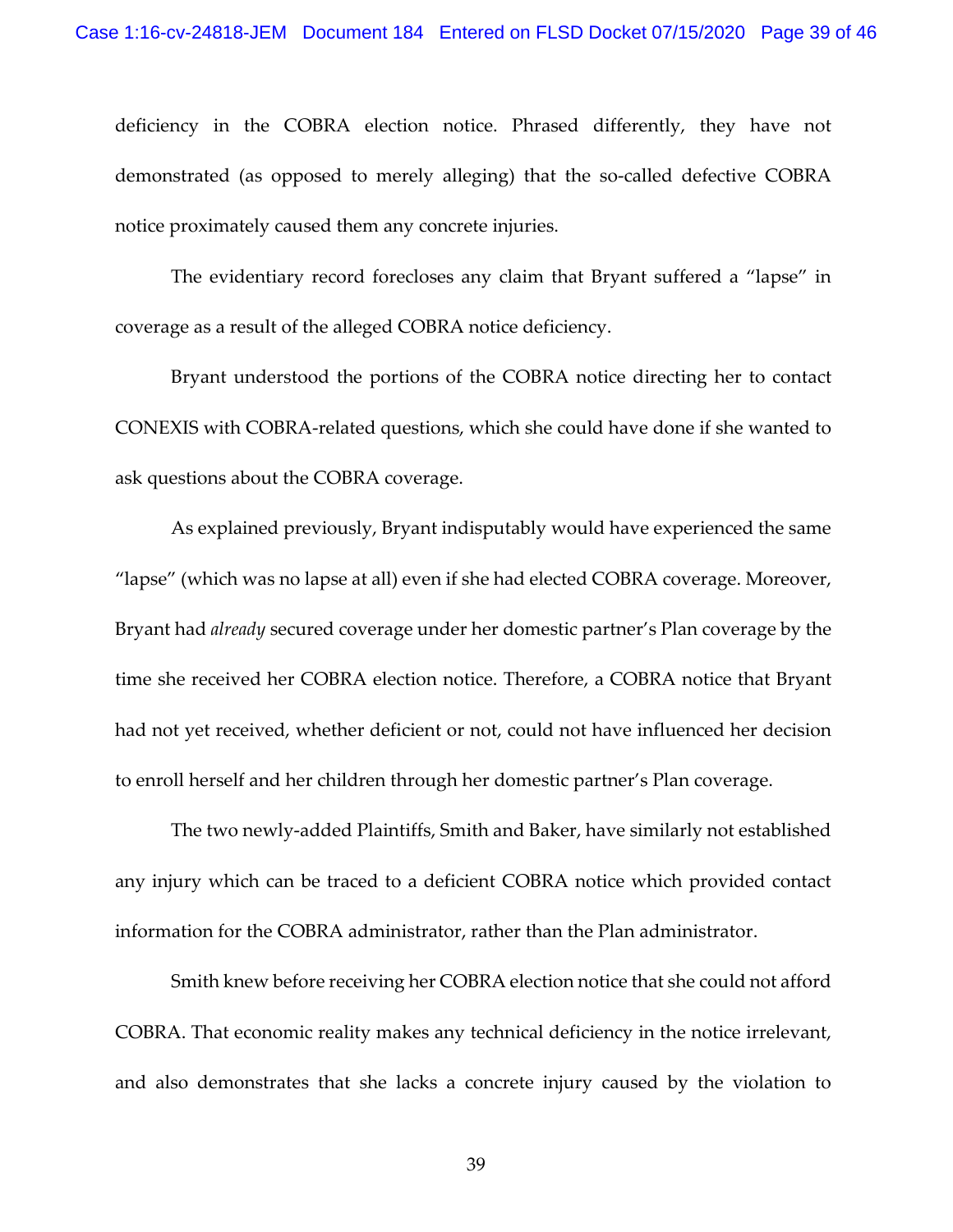deficiency in the COBRA election notice. Phrased differently, they have not demonstrated (as opposed to merely alleging) that the so-called defective COBRA notice proximately caused them any concrete injuries.

The evidentiary record forecloses any claim that Bryant suffered a "lapse" in coverage as a result of the alleged COBRA notice deficiency.

Bryant understood the portions of the COBRA notice directing her to contact CONEXIS with COBRA-related questions, which she could have done if she wanted to ask questions about the COBRA coverage.

As explained previously, Bryant indisputably would have experienced the same "lapse" (which was no lapse at all) even if she had elected COBRA coverage. Moreover, Bryant had *already* secured coverage under her domestic partner's Plan coverage by the time she received her COBRA election notice. Therefore, a COBRA notice that Bryant had not yet received, whether deficient or not, could not have influenced her decision to enroll herself and her children through her domestic partner's Plan coverage.

The two newly-added Plaintiffs, Smith and Baker, have similarly not established any injury which can be traced to a deficient COBRA notice which provided contact information for the COBRA administrator, rather than the Plan administrator.

Smith knew before receiving her COBRA election notice that she could not afford COBRA. That economic reality makes any technical deficiency in the notice irrelevant, and also demonstrates that she lacks a concrete injury caused by the violation to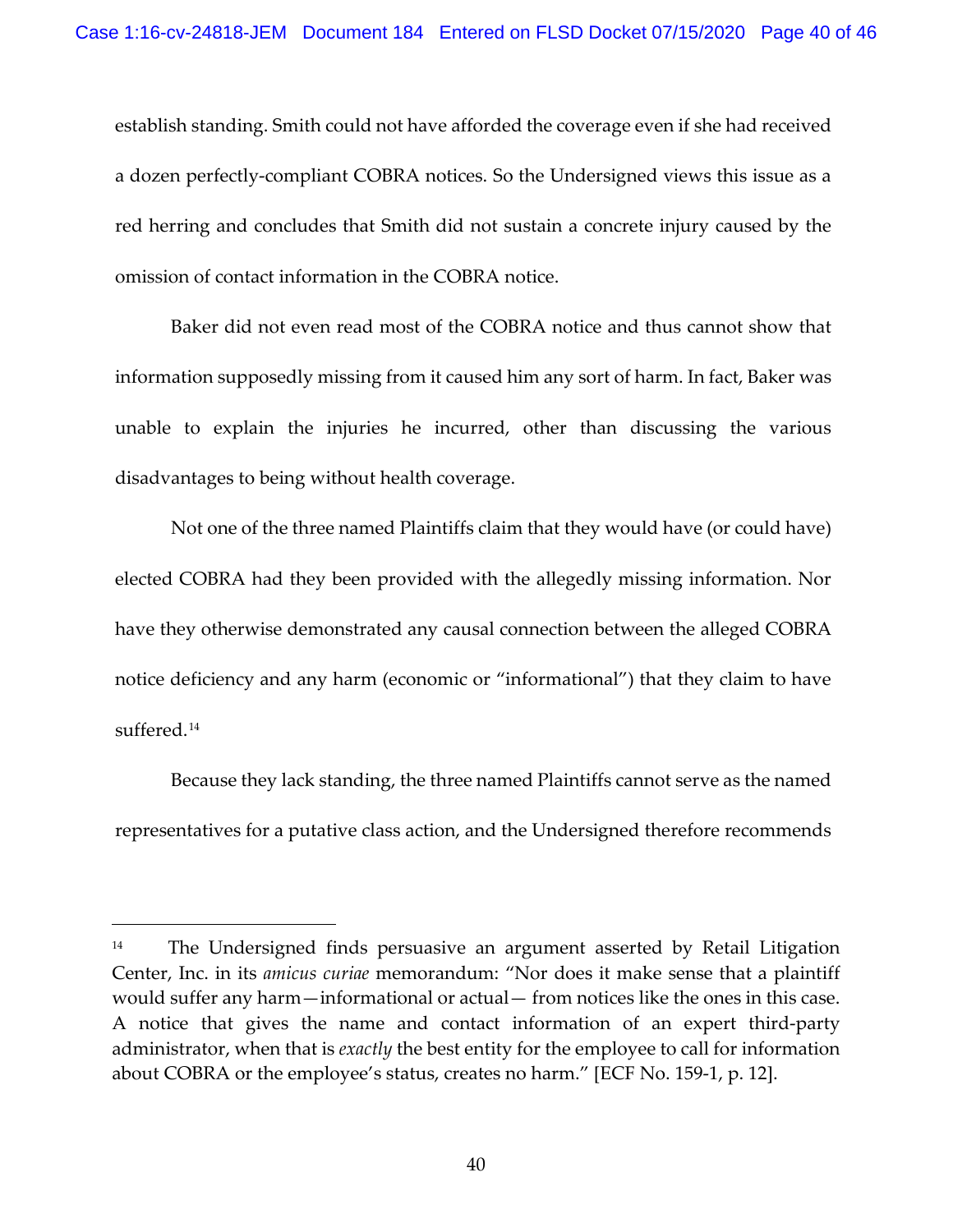establish standing. Smith could not have afforded the coverage even if she had received a dozen perfectly-compliant COBRA notices. So the Undersigned views this issue as a red herring and concludes that Smith did not sustain a concrete injury caused by the omission of contact information in the COBRA notice.

Baker did not even read most of the COBRA notice and thus cannot show that information supposedly missing from it caused him any sort of harm. In fact, Baker was unable to explain the injuries he incurred, other than discussing the various disadvantages to being without health coverage.

Not one of the three named Plaintiffs claim that they would have (or could have) elected COBRA had they been provided with the allegedly missing information. Nor have they otherwise demonstrated any causal connection between the alleged COBRA notice deficiency and any harm (economic or "informational") that they claim to have suffered.[14]

Because they lack standing, the three named Plaintiffs cannot serve as the named representatives for a putative class action, and the Undersigned therefore recommends

---

[14] The Undersigned finds persuasive an argument asserted by Retail Litigation Center, Inc. in its *amicus curiae* memorandum: "Nor does it make sense that a plaintiff would suffer any harm—informational or actual— from notices like the ones in this case. A notice that gives the name and contact information of an expert third-party administrator, when that is *exactly* the best entity for the employee to call for information about COBRA or the employee's status, creates no harm." [ECF No. 159-1, p. 12].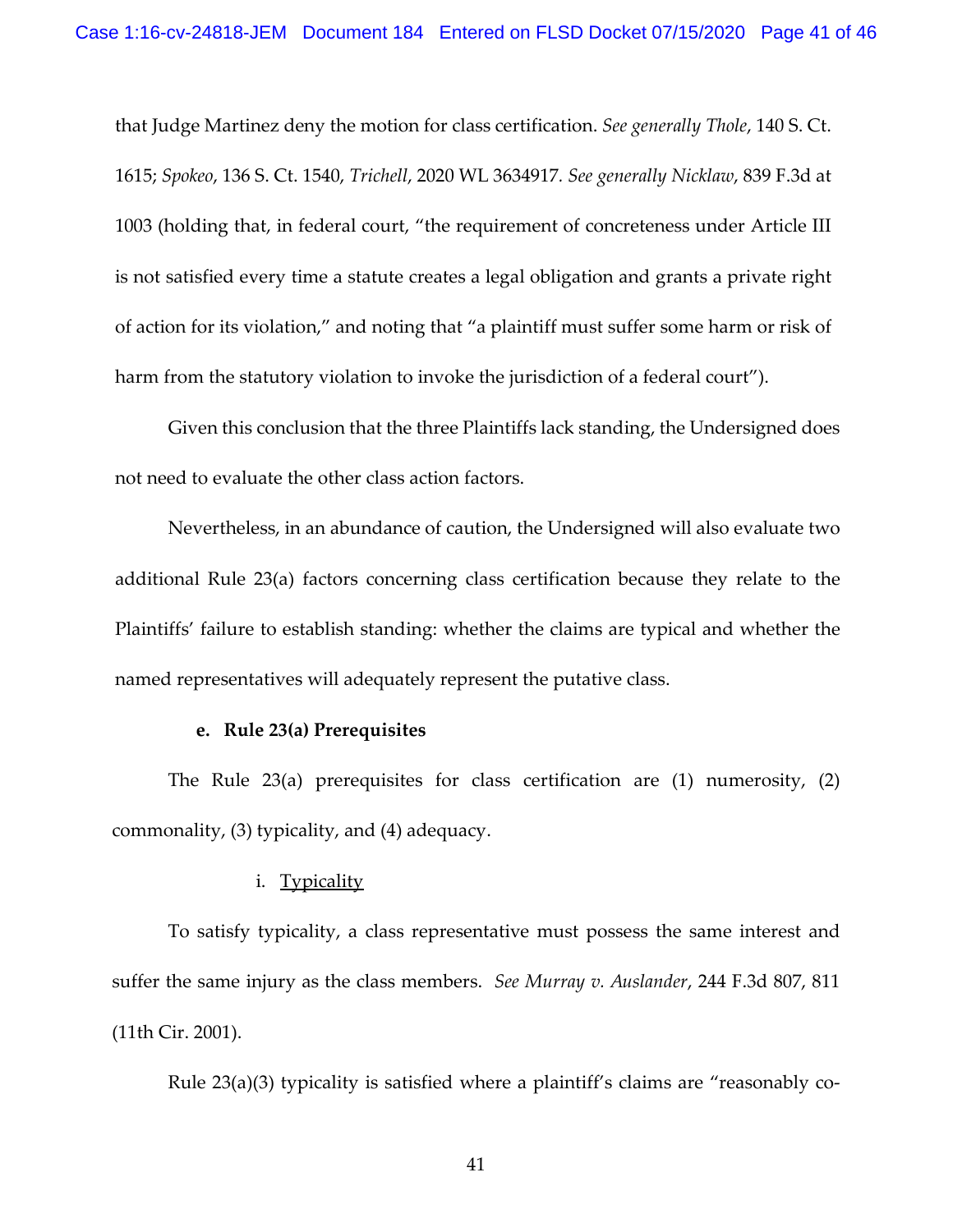that Judge Martinez deny the motion for class certification. *See generally Thole*, 140 S. Ct. 1615; *Spokeo*, 136 S. Ct. 1540, *Trichell*, 2020 WL 3634917. *See generally Nicklaw*, 839 F.3d at 1003 (holding that, in federal court, "the requirement of concreteness under Article III is not satisfied every time a statute creates a legal obligation and grants a private right of action for its violation," and noting that "a plaintiff must suffer some harm or risk of harm from the statutory violation to invoke the jurisdiction of a federal court").

Given this conclusion that the three Plaintiffs lack standing, the Undersigned does not need to evaluate the other class action factors.

Nevertheless, in an abundance of caution, the Undersigned will also evaluate two additional Rule 23(a) factors concerning class certification because they relate to the Plaintiffs' failure to establish standing: whether the claims are typical and whether the named representatives will adequately represent the putative class.

**e. Rule 23(a) Prerequisites**

The Rule 23(a) prerequisites for class certification are (1) numerosity, (2) commonality, (3) typicality, and (4) adequacy.

i. <u>Typicality</u>

To satisfy typicality, a class representative must possess the same interest and suffer the same injury as the class members. *See Murray v. Auslander*, 244 F.3d 807, 811 (11th Cir. 2001).

Rule 23(a)(3) typicality is satisfied where a plaintiff's claims are "reasonably co-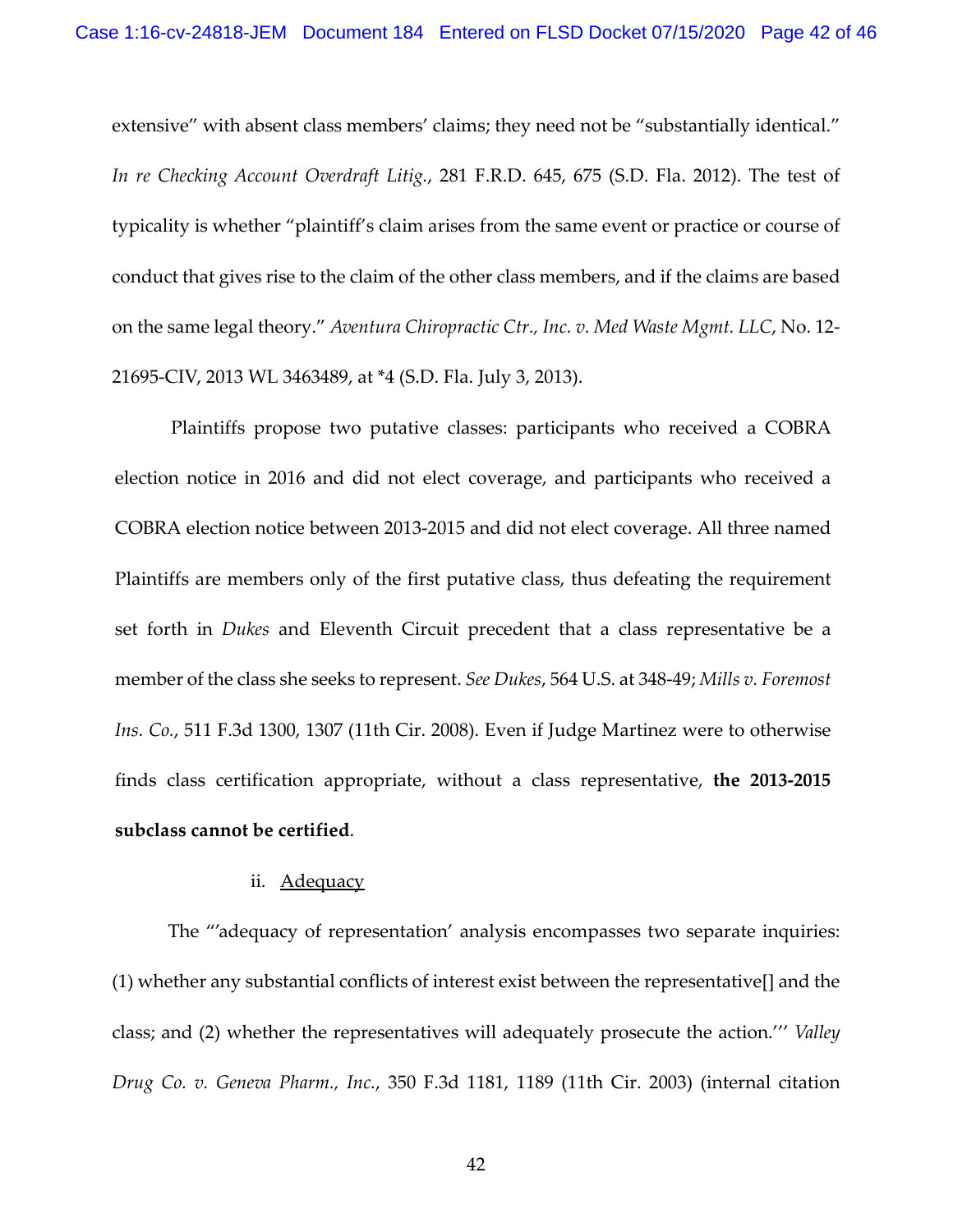extensive" with absent class members' claims; they need not be "substantially identical." *In re Checking Account Overdraft Litig.*, 281 F.R.D. 645, 675 (S.D. Fla. 2012). The test of typicality is whether "plaintiff's claim arises from the same event or practice or course of conduct that gives rise to the claim of the other class members, and if the claims are based on the same legal theory." *Aventura Chiropractic Ctr., Inc. v. Med Waste Mgmt. LLC*, No. 12-21695-CIV, 2013 WL 3463489, at *4 (S.D. Fla. July 3, 2013).

Plaintiffs propose two putative classes: participants who received a COBRA election notice in 2016 and did not elect coverage, and participants who received a COBRA election notice between 2013-2015 and did not elect coverage. All three named Plaintiffs are members only of the first putative class, thus defeating the requirement set forth in *Dukes* and Eleventh Circuit precedent that a class representative be a member of the class she seeks to represent. *See Dukes*, 564 U.S. at 348-49; *Mills v. Foremost Ins. Co.*, 511 F.3d 1300, 1307 (11th Cir. 2008). Even if Judge Martinez were to otherwise finds class certification appropriate, without a class representative, **the 2013-2015 subclass cannot be certified**.

ii. Adequacy

The "'adequacy of representation' analysis encompasses two separate inquiries: (1) whether any substantial conflicts of interest exist between the representative[] and the class; and (2) whether the representatives will adequately prosecute the action.'" *Valley Drug Co. v. Geneva Pharm., Inc.*, 350 F.3d 1181, 1189 (11th Cir. 2003) (internal citation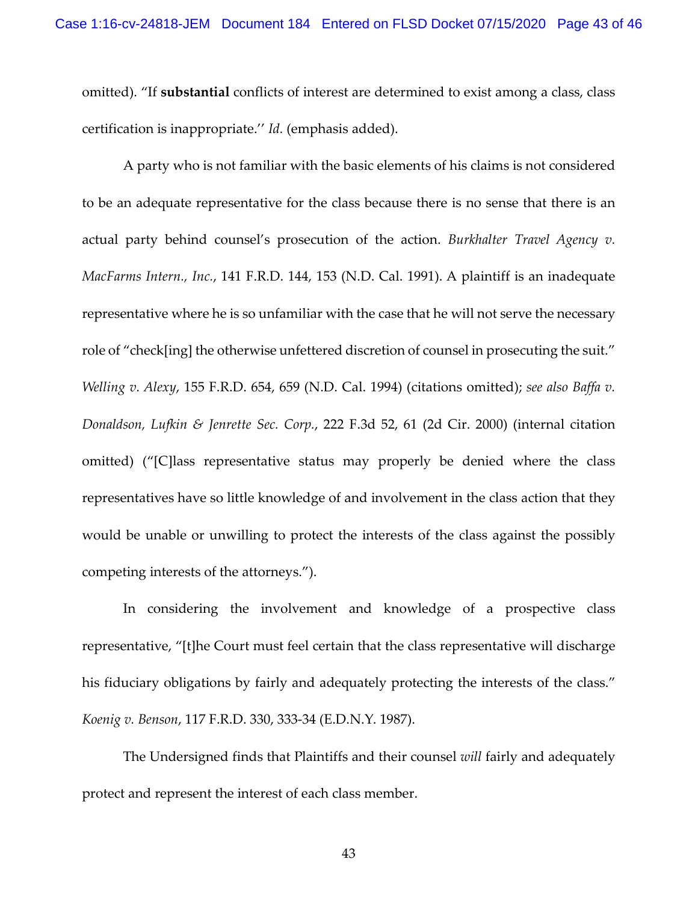omitted). "If **substantial** conflicts of interest are determined to exist among a class, class certification is inappropriate.'' *Id.* (emphasis added).

A party who is not familiar with the basic elements of his claims is not considered to be an adequate representative for the class because there is no sense that there is an actual party behind counsel's prosecution of the action. *Burkhalter Travel Agency v. MacFarms Intern., Inc.*, 141 F.R.D. 144, 153 (N.D. Cal. 1991). A plaintiff is an inadequate representative where he is so unfamiliar with the case that he will not serve the necessary role of "check[ing] the otherwise unfettered discretion of counsel in prosecuting the suit." *Welling v. Alexy*, 155 F.R.D. 654, 659 (N.D. Cal. 1994) (citations omitted); *see also Baffa v. Donaldson, Lufkin & Jenrette Sec. Corp.*, 222 F.3d 52, 61 (2d Cir. 2000) (internal citation omitted) ("[C]lass representative status may properly be denied where the class representatives have so little knowledge of and involvement in the class action that they would be unable or unwilling to protect the interests of the class against the possibly competing interests of the attorneys.").

In considering the involvement and knowledge of a prospective class representative, "[t]he Court must feel certain that the class representative will discharge his fiduciary obligations by fairly and adequately protecting the interests of the class." *Koenig v. Benson*, 117 F.R.D. 330, 333-34 (E.D.N.Y. 1987).

The Undersigned finds that Plaintiffs and their counsel *will* fairly and adequately protect and represent the interest of each class member.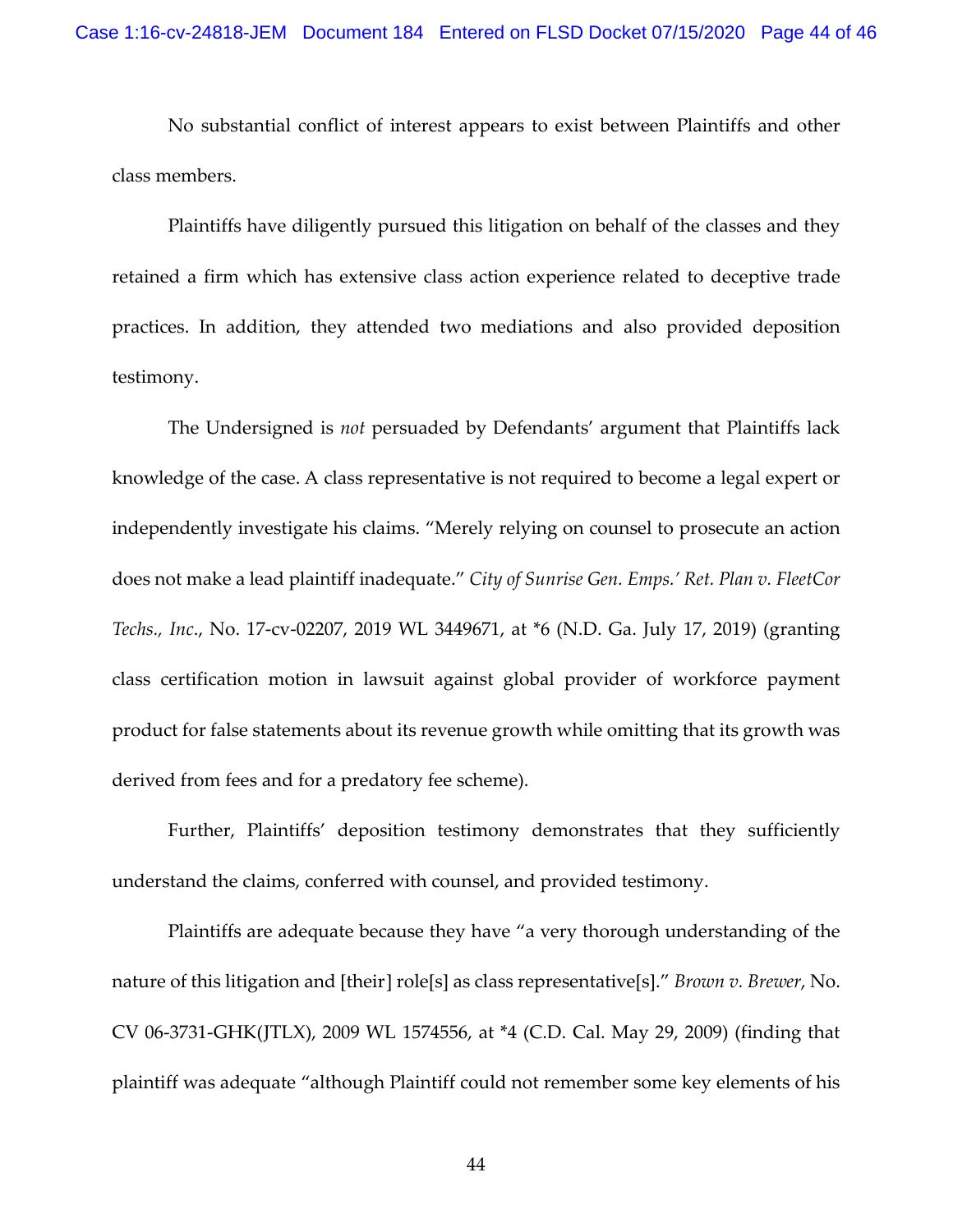No substantial conflict of interest appears to exist between Plaintiffs and other class members.

Plaintiffs have diligently pursued this litigation on behalf of the classes and they retained a firm which has extensive class action experience related to deceptive trade practices. In addition, they attended two mediations and also provided deposition testimony.

The Undersigned is *not* persuaded by Defendants' argument that Plaintiffs lack knowledge of the case. A class representative is not required to become a legal expert or independently investigate his claims. "Merely relying on counsel to prosecute an action does not make a lead plaintiff inadequate." *City of Sunrise Gen. Emps.' Ret. Plan v. FleetCor Techs., Inc.*, No. 17-cv-02207, 2019 WL 3449671, at *6 (N.D. Ga. July 17, 2019) (granting class certification motion in lawsuit against global provider of workforce payment product for false statements about its revenue growth while omitting that its growth was derived from fees and for a predatory fee scheme).

Further, Plaintiffs' deposition testimony demonstrates that they sufficiently understand the claims, conferred with counsel, and provided testimony.

Plaintiffs are adequate because they have "a very thorough understanding of the nature of this litigation and [their] role[s] as class representative[s]." *Brown v. Brewer*, No. CV 06-3731-GHK(JTLX), 2009 WL 1574556, at *4 (C.D. Cal. May 29, 2009) (finding that plaintiff was adequate "although Plaintiff could not remember some key elements of his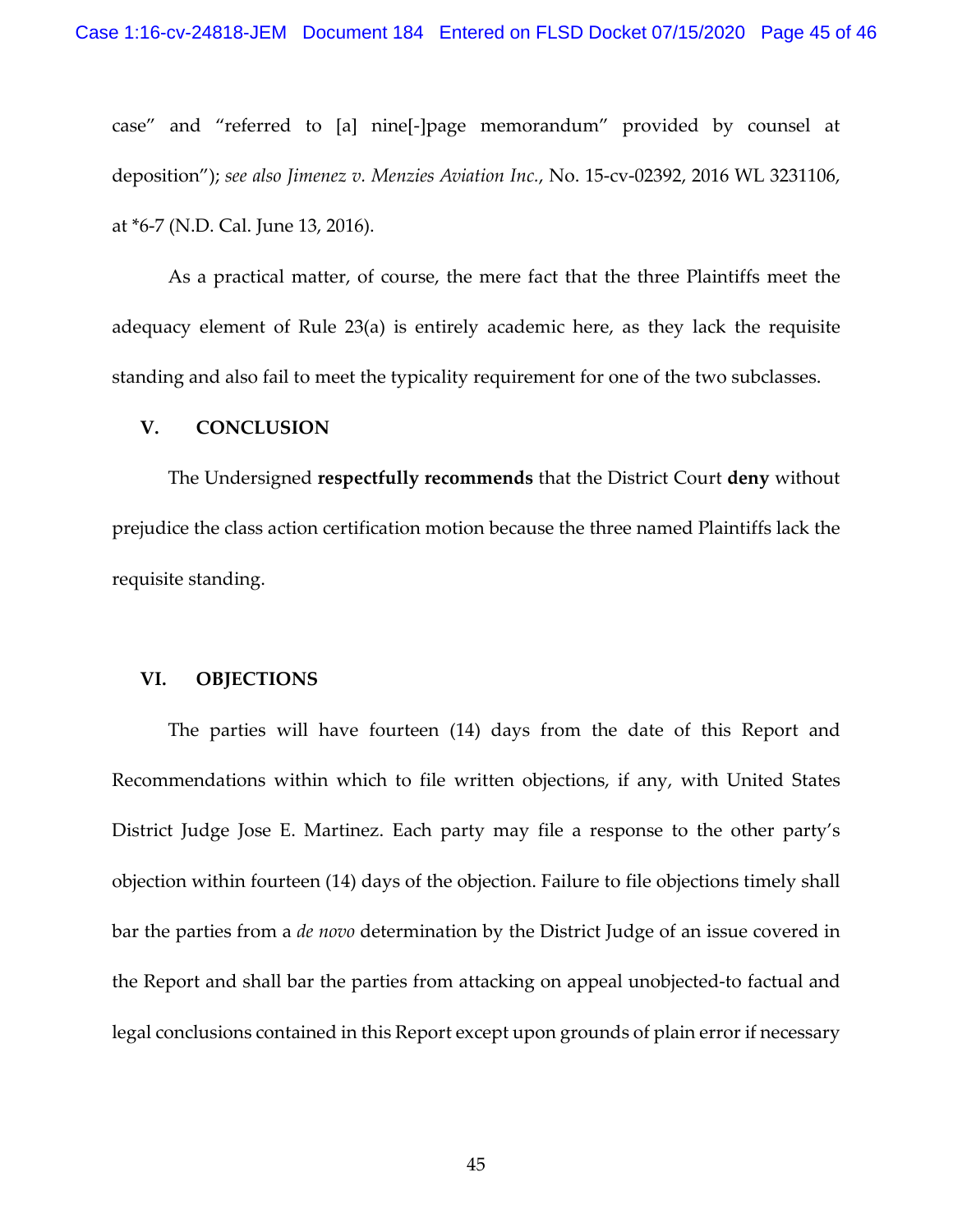case" and "referred to [a] nine[-]page memorandum" provided by counsel at deposition"); *see also Jimenez v. Menzies Aviation Inc.*, No. 15-cv-02392, 2016 WL 3231106, at *6-7 (N.D. Cal. June 13, 2016).

As a practical matter, of course, the mere fact that the three Plaintiffs meet the adequacy element of Rule 23(a) is entirely academic here, as they lack the requisite standing and also fail to meet the typicality requirement for one of the two subclasses.

## V. CONCLUSION

The Undersigned **respectfully recommends** that the District Court **deny** without prejudice the class action certification motion because the three named Plaintiffs lack the requisite standing.

## VI. OBJECTIONS

The parties will have fourteen (14) days from the date of this Report and Recommendations within which to file written objections, if any, with United States District Judge Jose E. Martinez. Each party may file a response to the other party's objection within fourteen (14) days of the objection. Failure to file objections timely shall bar the parties from a *de novo* determination by the District Judge of an issue covered in the Report and shall bar the parties from attacking on appeal unobjected-to factual and legal conclusions contained in this Report except upon grounds of plain error if necessary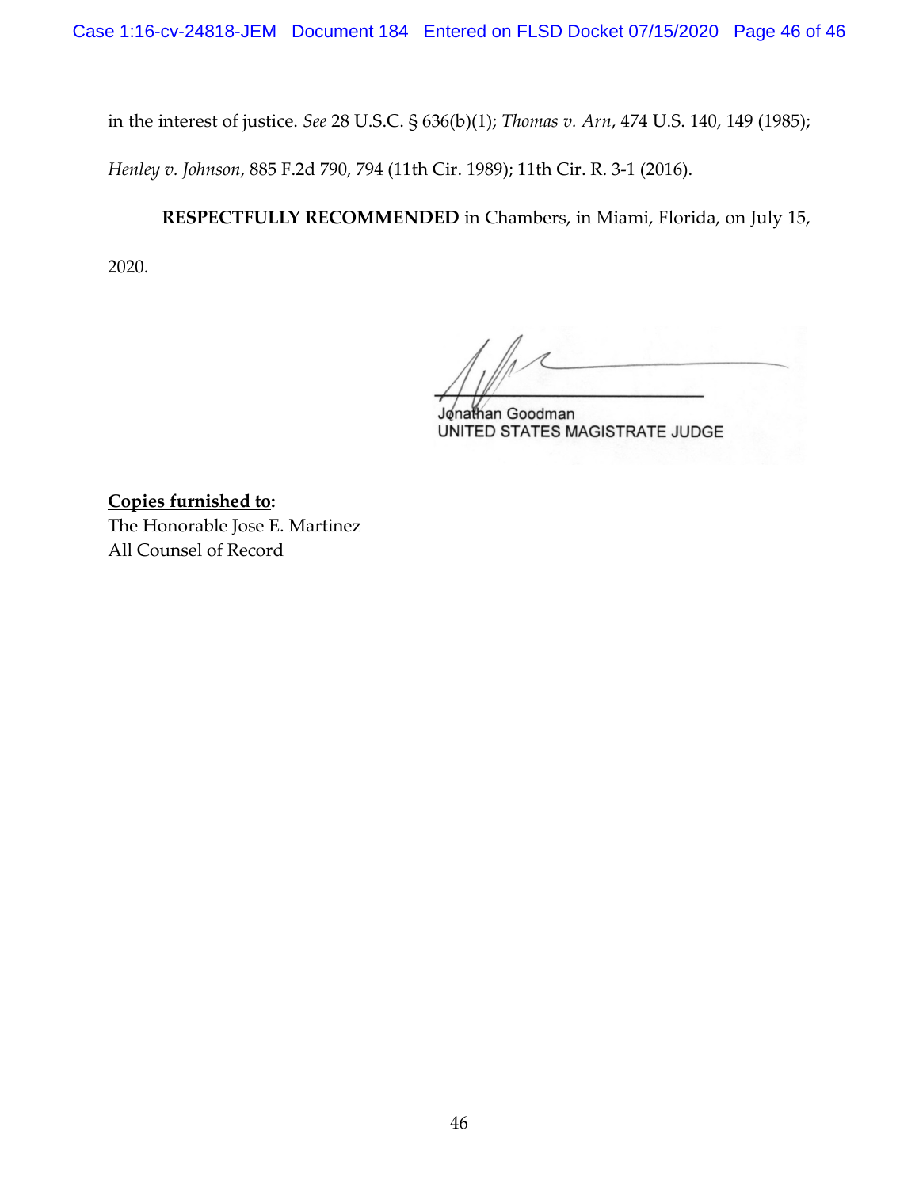in the interest of justice. *See* 28 U.S.C. § 636(b)(1); *Thomas v. Arn*, 474 U.S. 140, 149 (1985); *Henley v. Johnson*, 885 F.2d 790, 794 (11th Cir. 1989); 11th Cir. R. 3-1 (2016).

**RESPECTFULLY RECOMMENDED** in Chambers, in Miami, Florida, on July 15, 2020.

Jonathan Goodman
UNITED STATES MAGISTRATE JUDGE

**<u>Copies furnished to</u>:**
The Honorable Jose E. Martinez
All Counsel of Record